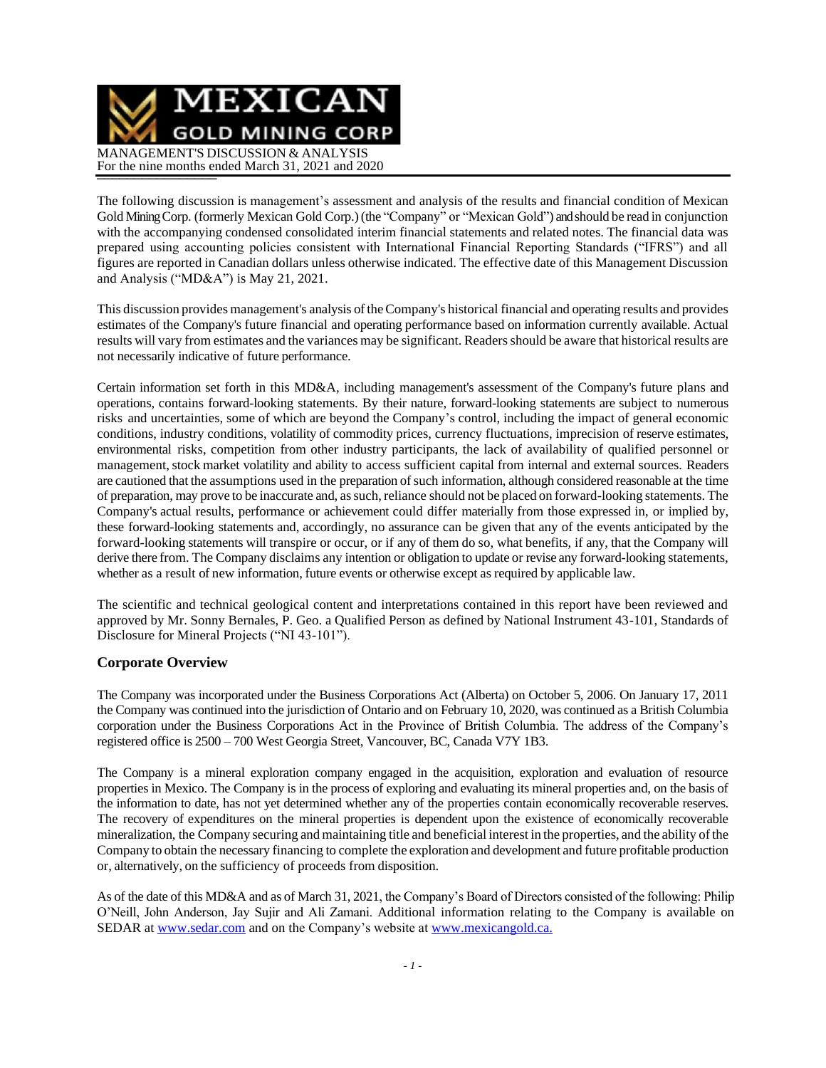# MEXICAN GOLD MINING CORP

MANAGEMENT'S DISCUSSION & ANALYSIS
For the nine months ended March 31, 2021 and 2020

The following discussion is management's assessment and analysis of the results and financial condition of Mexican Gold Mining Corp. (formerly Mexican Gold Corp.) (the "Company" or "Mexican Gold") and should be read in conjunction with the accompanying condensed consolidated interim financial statements and related notes. The financial data was prepared using accounting policies consistent with International Financial Reporting Standards ("IFRS") and all figures are reported in Canadian dollars unless otherwise indicated. The effective date of this Management Discussion and Analysis ("MD&A") is May 21, 2021.

This discussion provides management's analysis of the Company's historical financial and operating results and provides estimates of the Company's future financial and operating performance based on information currently available. Actual results will vary from estimates and the variances may be significant. Readers should be aware that historical results are not necessarily indicative of future performance.

Certain information set forth in this MD&A, including management's assessment of the Company's future plans and operations, contains forward-looking statements. By their nature, forward-looking statements are subject to numerous risks and uncertainties, some of which are beyond the Company's control, including the impact of general economic conditions, industry conditions, volatility of commodity prices, currency fluctuations, imprecision of reserve estimates, environmental risks, competition from other industry participants, the lack of availability of qualified personnel or management, stock market volatility and ability to access sufficient capital from internal and external sources. Readers are cautioned that the assumptions used in the preparation of such information, although considered reasonable at the time of preparation, may prove to be inaccurate and, as such, reliance should not be placed on forward-looking statements. The Company's actual results, performance or achievement could differ materially from those expressed in, or implied by, these forward-looking statements and, accordingly, no assurance can be given that any of the events anticipated by the forward-looking statements will transpire or occur, or if any of them do so, what benefits, if any, that the Company will derive there from. The Company disclaims any intention or obligation to update or revise any forward-looking statements, whether as a result of new information, future events or otherwise except as required by applicable law.

The scientific and technical geological content and interpretations contained in this report have been reviewed and approved by Mr. Sonny Bernales, P. Geo. a Qualified Person as defined by National Instrument 43-101, Standards of Disclosure for Mineral Projects ("NI 43-101").

## Corporate Overview

The Company was incorporated under the Business Corporations Act (Alberta) on October 5, 2006. On January 17, 2011 the Company was continued into the jurisdiction of Ontario and on February 10, 2020, was continued as a British Columbia corporation under the Business Corporations Act in the Province of British Columbia. The address of the Company's registered office is 2500 – 700 West Georgia Street, Vancouver, BC, Canada V7Y 1B3.

The Company is a mineral exploration company engaged in the acquisition, exploration and evaluation of resource properties in Mexico. The Company is in the process of exploring and evaluating its mineral properties and, on the basis of the information to date, has not yet determined whether any of the properties contain economically recoverable reserves. The recovery of expenditures on the mineral properties is dependent upon the existence of economically recoverable mineralization, the Company securing and maintaining title and beneficial interest in the properties, and the ability of the Company to obtain the necessary financing to complete the exploration and development and future profitable production or, alternatively, on the sufficiency of proceeds from disposition.

As of the date of this MD&A and as of March 31, 2021, the Company's Board of Directors consisted of the following: Philip O'Neill, John Anderson, Jay Sujir and Ali Zamani. Additional information relating to the Company is available on SEDAR at www.sedar.com and on the Company's website at www.mexicangold.ca.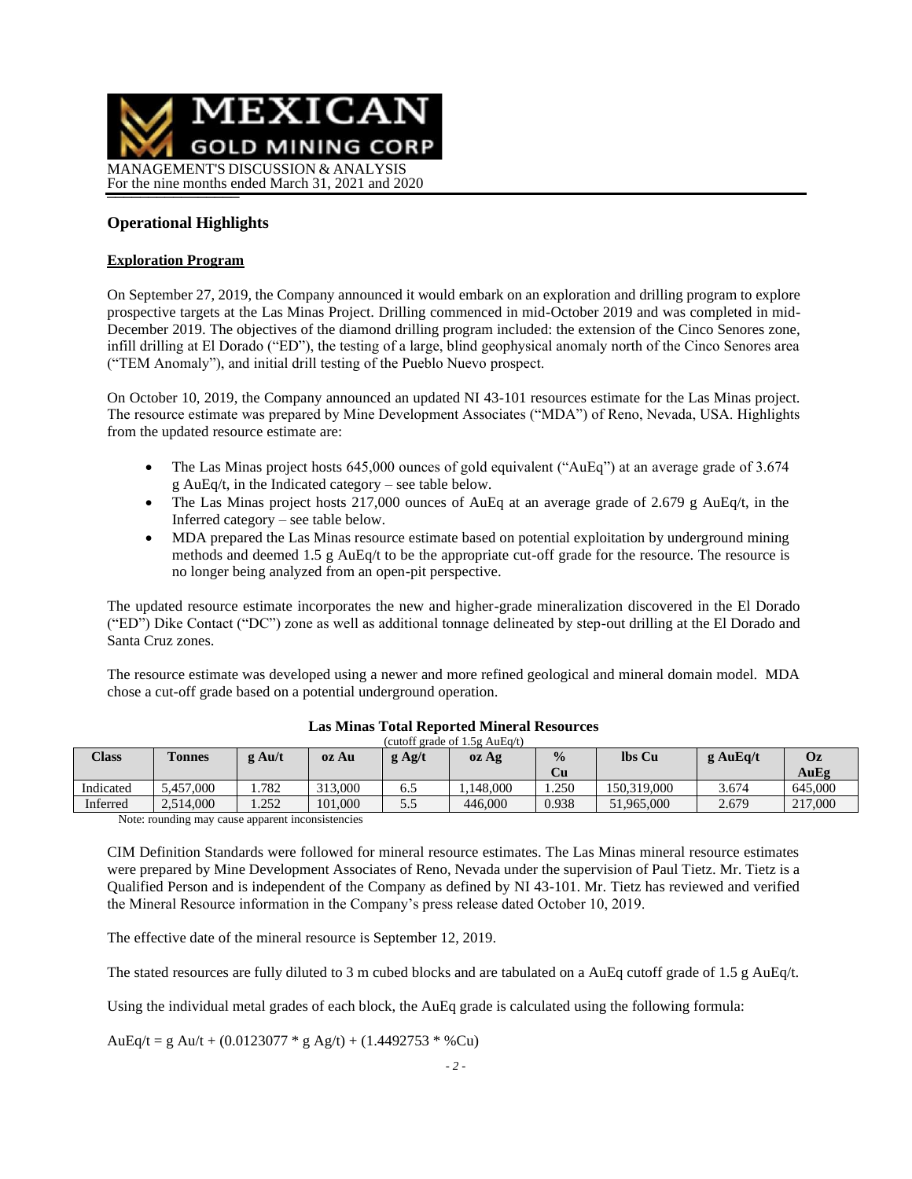## Operational Highlights

### Exploration Program

On September 27, 2019, the Company announced it would embark on an exploration and drilling program to explore prospective targets at the Las Minas Project. Drilling commenced in mid-October 2019 and was completed in mid-December 2019. The objectives of the diamond drilling program included: the extension of the Cinco Senores zone, infill drilling at El Dorado ("ED"), the testing of a large, blind geophysical anomaly north of the Cinco Senores area ("TEM Anomaly"), and initial drill testing of the Pueblo Nuevo prospect.

On October 10, 2019, the Company announced an updated NI 43-101 resources estimate for the Las Minas project. The resource estimate was prepared by Mine Development Associates ("MDA") of Reno, Nevada, USA. Highlights from the updated resource estimate are:

- The Las Minas project hosts 645,000 ounces of gold equivalent ("AuEq") at an average grade of 3.674 g AuEq/t, in the Indicated category – see table below.
- The Las Minas project hosts 217,000 ounces of AuEq at an average grade of 2.679 g AuEq/t, in the Inferred category – see table below.
- MDA prepared the Las Minas resource estimate based on potential exploitation by underground mining methods and deemed 1.5 g AuEq/t to be the appropriate cut-off grade for the resource. The resource is no longer being analyzed from an open-pit perspective.

The updated resource estimate incorporates the new and higher-grade mineralization discovered in the El Dorado ("ED") Dike Contact ("DC") zone as well as additional tonnage delineated by step-out drilling at the El Dorado and Santa Cruz zones.

The resource estimate was developed using a newer and more refined geological and mineral domain model. MDA chose a cut-off grade based on a potential underground operation.

**Las Minas Total Reported Mineral Resources**

(cutoff grade of 1.5g AuEq/t)

| Class | Tonnes | g Au/t | oz Au | g Ag/t | oz Ag | % Cu | lbs Cu | g AuEq/t | Oz AuEg |
|---|---|---|---|---|---|---|---|---|---|
| Indicated | 5,457,000 | 1.782 | 313,000 | 6.5 | 1,148,000 | 1.250 | 150,319,000 | 3.674 | 645,000 |
| Inferred | 2,514,000 | 1.252 | 101,000 | 5.5 | 446,000 | 0.938 | 51,965,000 | 2.679 | 217,000 |

Note: rounding may cause apparent inconsistencies

CIM Definition Standards were followed for mineral resource estimates. The Las Minas mineral resource estimates were prepared by Mine Development Associates of Reno, Nevada under the supervision of Paul Tietz. Mr. Tietz is a Qualified Person and is independent of the Company as defined by NI 43-101. Mr. Tietz has reviewed and verified the Mineral Resource information in the Company's press release dated October 10, 2019.

The effective date of the mineral resource is September 12, 2019.

The stated resources are fully diluted to 3 m cubed blocks and are tabulated on a AuEq cutoff grade of 1.5 g AuEq/t.

Using the individual metal grades of each block, the AuEq grade is calculated using the following formula:

AuEq/t = g Au/t + (0.0123077 * g Ag/t) + (1.4492753 * %Cu)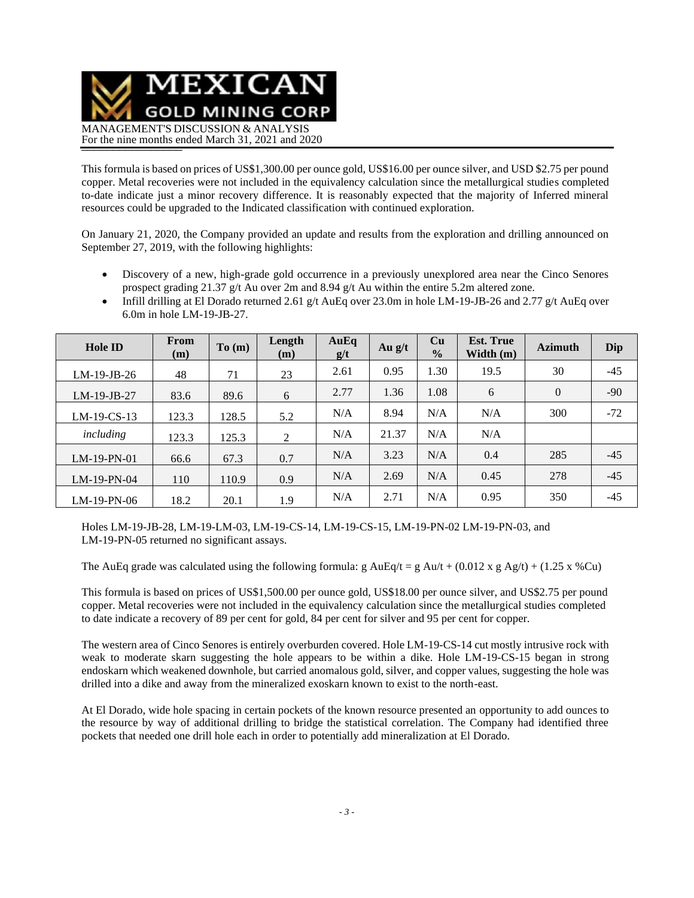This formula is based on prices of US$1,300.00 per ounce gold, US$16.00 per ounce silver, and USD $2.75 per pound copper. Metal recoveries were not included in the equivalency calculation since the metallurgical studies completed to-date indicate just a minor recovery difference. It is reasonably expected that the majority of Inferred mineral resources could be upgraded to the Indicated classification with continued exploration.

On January 21, 2020, the Company provided an update and results from the exploration and drilling announced on September 27, 2019, with the following highlights:

- Discovery of a new, high-grade gold occurrence in a previously unexplored area near the Cinco Senores prospect grading 21.37 g/t Au over 2m and 8.94 g/t Au within the entire 5.2m altered zone.
- Infill drilling at El Dorado returned 2.61 g/t AuEq over 23.0m in hole LM-19-JB-26 and 2.77 g/t AuEq over 6.0m in hole LM-19-JB-27.

| Hole ID | From (m) | To (m) | Length (m) | AuEq g/t | Au g/t | Cu % | Est. True Width (m) | Azimuth | Dip |
|---|---|---|---|---|---|---|---|---|---|
| LM-19-JB-26 | 48 | 71 | 23 | 2.61 | 0.95 | 1.30 | 19.5 | 30 | -45 |
| LM-19-JB-27 | 83.6 | 89.6 | 6 | 2.77 | 1.36 | 1.08 | 6 | 0 | -90 |
| LM-19-CS-13 | 123.3 | 128.5 | 5.2 | N/A | 8.94 | N/A | N/A | 300 | -72 |
| *including* | 123.3 | 125.3 | 2 | N/A | 21.37 | N/A | N/A | | |
| LM-19-PN-01 | 66.6 | 67.3 | 0.7 | N/A | 3.23 | N/A | 0.4 | 285 | -45 |
| LM-19-PN-04 | 110 | 110.9 | 0.9 | N/A | 2.69 | N/A | 0.45 | 278 | -45 |
| LM-19-PN-06 | 18.2 | 20.1 | 1.9 | N/A | 2.71 | N/A | 0.95 | 350 | -45 |

Holes LM-19-JB-28, LM-19-LM-03, LM-19-CS-14, LM-19-CS-15, LM-19-PN-02 LM-19-PN-03, and LM-19-PN-05 returned no significant assays.

The AuEq grade was calculated using the following formula: g AuEq/t = g Au/t + (0.012 x g Ag/t) + (1.25 x %Cu)

This formula is based on prices of US$1,500.00 per ounce gold, US$18.00 per ounce silver, and US$2.75 per pound copper. Metal recoveries were not included in the equivalency calculation since the metallurgical studies completed to date indicate a recovery of 89 per cent for gold, 84 per cent for silver and 95 per cent for copper.

The western area of Cinco Senores is entirely overburden covered. Hole LM-19-CS-14 cut mostly intrusive rock with weak to moderate skarn suggesting the hole appears to be within a dike. Hole LM-19-CS-15 began in strong endoskarn which weakened downhole, but carried anomalous gold, silver, and copper values, suggesting the hole was drilled into a dike and away from the mineralized exoskarn known to exist to the north-east.

At El Dorado, wide hole spacing in certain pockets of the known resource presented an opportunity to add ounces to the resource by way of additional drilling to bridge the statistical correlation. The Company had identified three pockets that needed one drill hole each in order to potentially add mineralization at El Dorado.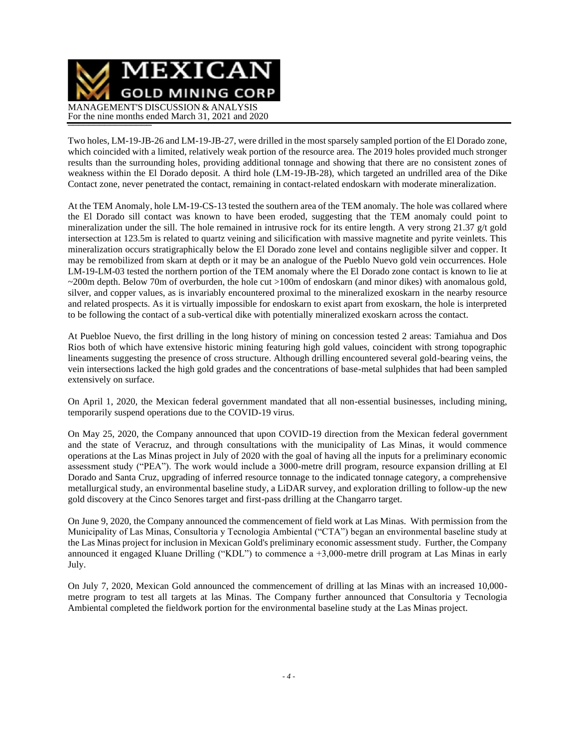Two holes, LM-19-JB-26 and LM-19-JB-27, were drilled in the most sparsely sampled portion of the El Dorado zone, which coincided with a limited, relatively weak portion of the resource area. The 2019 holes provided much stronger results than the surrounding holes, providing additional tonnage and showing that there are no consistent zones of weakness within the El Dorado deposit. A third hole (LM-19-JB-28), which targeted an undrilled area of the Dike Contact zone, never penetrated the contact, remaining in contact-related endoskarn with moderate mineralization.

At the TEM Anomaly, hole LM-19-CS-13 tested the southern area of the TEM anomaly. The hole was collared where the El Dorado sill contact was known to have been eroded, suggesting that the TEM anomaly could point to mineralization under the sill. The hole remained in intrusive rock for its entire length. A very strong 21.37 g/t gold intersection at 123.5m is related to quartz veining and silicification with massive magnetite and pyrite veinlets. This mineralization occurs stratigraphically below the El Dorado zone level and contains negligible silver and copper. It may be remobilized from skarn at depth or it may be an analogue of the Pueblo Nuevo gold vein occurrences. Hole LM-19-LM-03 tested the northern portion of the TEM anomaly where the El Dorado zone contact is known to lie at ~200m depth. Below 70m of overburden, the hole cut >100m of endoskarn (and minor dikes) with anomalous gold, silver, and copper values, as is invariably encountered proximal to the mineralized exoskarn in the nearby resource and related prospects. As it is virtually impossible for endoskarn to exist apart from exoskarn, the hole is interpreted to be following the contact of a sub-vertical dike with potentially mineralized exoskarn across the contact.

At Puebloe Nuevo, the first drilling in the long history of mining on concession tested 2 areas: Tamiahua and Dos Rios both of which have extensive historic mining featuring high gold values, coincident with strong topographic lineaments suggesting the presence of cross structure. Although drilling encountered several gold-bearing veins, the vein intersections lacked the high gold grades and the concentrations of base-metal sulphides that had been sampled extensively on surface.

On April 1, 2020, the Mexican federal government mandated that all non-essential businesses, including mining, temporarily suspend operations due to the COVID-19 virus.

On May 25, 2020, the Company announced that upon COVID-19 direction from the Mexican federal government and the state of Veracruz, and through consultations with the municipality of Las Minas, it would commence operations at the Las Minas project in July of 2020 with the goal of having all the inputs for a preliminary economic assessment study ("PEA"). The work would include a 3000-metre drill program, resource expansion drilling at El Dorado and Santa Cruz, upgrading of inferred resource tonnage to the indicated tonnage category, a comprehensive metallurgical study, an environmental baseline study, a LiDAR survey, and exploration drilling to follow-up the new gold discovery at the Cinco Senores target and first-pass drilling at the Changarro target.

On June 9, 2020, the Company announced the commencement of field work at Las Minas. With permission from the Municipality of Las Minas, Consultoria y Tecnologia Ambiental ("CTA") began an environmental baseline study at the Las Minas project for inclusion in Mexican Gold's preliminary economic assessment study. Further, the Company announced it engaged Kluane Drilling ("KDL") to commence a +3,000-metre drill program at Las Minas in early July.

On July 7, 2020, Mexican Gold announced the commencement of drilling at las Minas with an increased 10,000-metre program to test all targets at las Minas. The Company further announced that Consultoria y Tecnologia Ambiental completed the fieldwork portion for the environmental baseline study at the Las Minas project.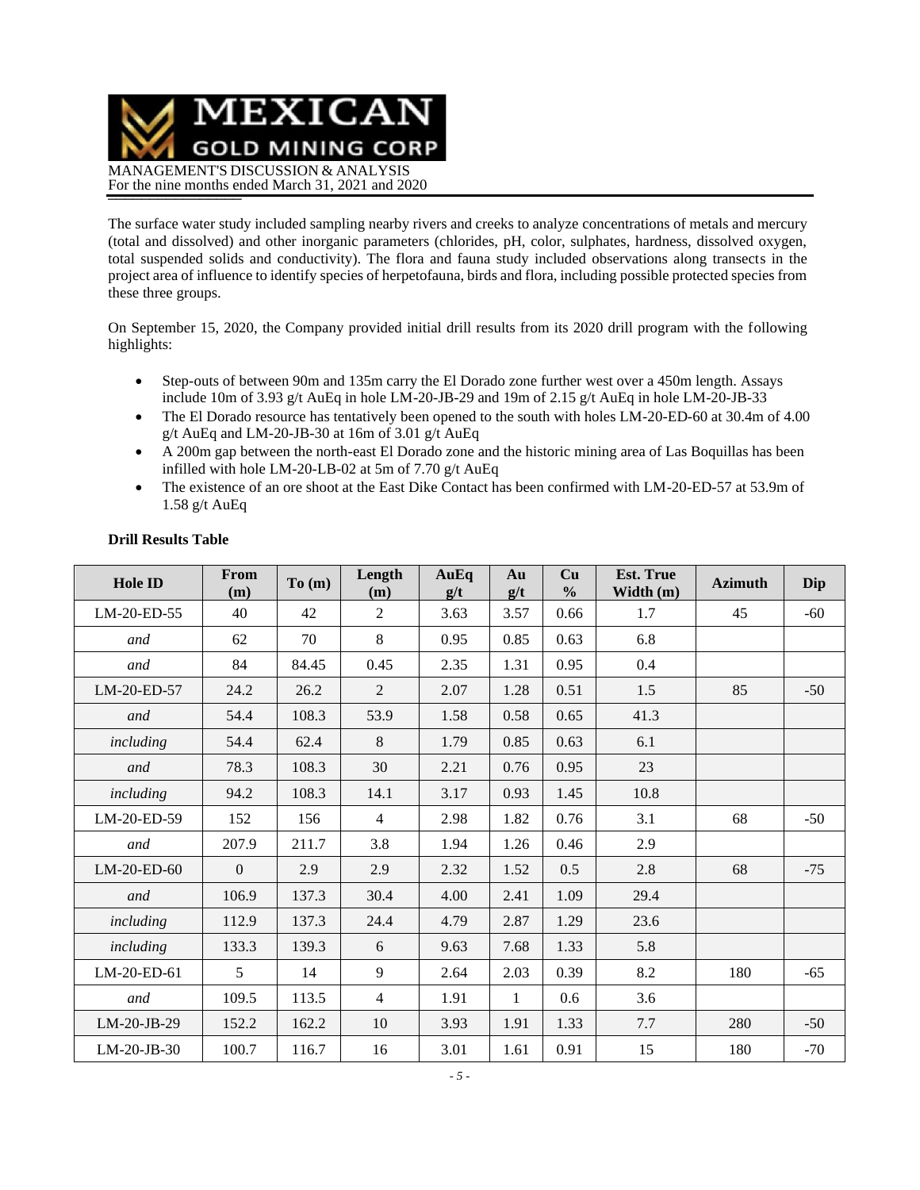The surface water study included sampling nearby rivers and creeks to analyze concentrations of metals and mercury (total and dissolved) and other inorganic parameters (chlorides, pH, color, sulphates, hardness, dissolved oxygen, total suspended solids and conductivity). The flora and fauna study included observations along transects in the project area of influence to identify species of herpetofauna, birds and flora, including possible protected species from these three groups.

On September 15, 2020, the Company provided initial drill results from its 2020 drill program with the following highlights:

- Step-outs of between 90m and 135m carry the El Dorado zone further west over a 450m length. Assays include 10m of 3.93 g/t AuEq in hole LM-20-JB-29 and 19m of 2.15 g/t AuEq in hole LM-20-JB-33
- The El Dorado resource has tentatively been opened to the south with holes LM-20-ED-60 at 30.4m of 4.00 g/t AuEq and LM-20-JB-30 at 16m of 3.01 g/t AuEq
- A 200m gap between the north-east El Dorado zone and the historic mining area of Las Boquillas has been infilled with hole LM-20-LB-02 at 5m of 7.70 g/t AuEq
- The existence of an ore shoot at the East Dike Contact has been confirmed with LM-20-ED-57 at 53.9m of 1.58 g/t AuEq

**Drill Results Table**

| Hole ID | From (m) | To (m) | Length (m) | AuEq g/t | Au g/t | Cu % | Est. True Width (m) | Azimuth | Dip |
|---|---|---|---|---|---|---|---|---|---|
| LM-20-ED-55 | 40 | 42 | 2 | 3.63 | 3.57 | 0.66 | 1.7 | 45 | -60 |
| *and* | 62 | 70 | 8 | 0.95 | 0.85 | 0.63 | 6.8 | | |
| *and* | 84 | 84.45 | 0.45 | 2.35 | 1.31 | 0.95 | 0.4 | | |
| LM-20-ED-57 | 24.2 | 26.2 | 2 | 2.07 | 1.28 | 0.51 | 1.5 | 85 | -50 |
| *and* | 54.4 | 108.3 | 53.9 | 1.58 | 0.58 | 0.65 | 41.3 | | |
| *including* | 54.4 | 62.4 | 8 | 1.79 | 0.85 | 0.63 | 6.1 | | |
| *and* | 78.3 | 108.3 | 30 | 2.21 | 0.76 | 0.95 | 23 | | |
| *including* | 94.2 | 108.3 | 14.1 | 3.17 | 0.93 | 1.45 | 10.8 | | |
| LM-20-ED-59 | 152 | 156 | 4 | 2.98 | 1.82 | 0.76 | 3.1 | 68 | -50 |
| *and* | 207.9 | 211.7 | 3.8 | 1.94 | 1.26 | 0.46 | 2.9 | | |
| LM-20-ED-60 | 0 | 2.9 | 2.9 | 2.32 | 1.52 | 0.5 | 2.8 | 68 | -75 |
| *and* | 106.9 | 137.3 | 30.4 | 4.00 | 2.41 | 1.09 | 29.4 | | |
| *including* | 112.9 | 137.3 | 24.4 | 4.79 | 2.87 | 1.29 | 23.6 | | |
| *including* | 133.3 | 139.3 | 6 | 9.63 | 7.68 | 1.33 | 5.8 | | |
| LM-20-ED-61 | 5 | 14 | 9 | 2.64 | 2.03 | 0.39 | 8.2 | 180 | -65 |
| *and* | 109.5 | 113.5 | 4 | 1.91 | 1 | 0.6 | 3.6 | | |
| LM-20-JB-29 | 152.2 | 162.2 | 10 | 3.93 | 1.91 | 1.33 | 7.7 | 280 | -50 |
| LM-20-JB-30 | 100.7 | 116.7 | 16 | 3.01 | 1.61 | 0.91 | 15 | 180 | -70 |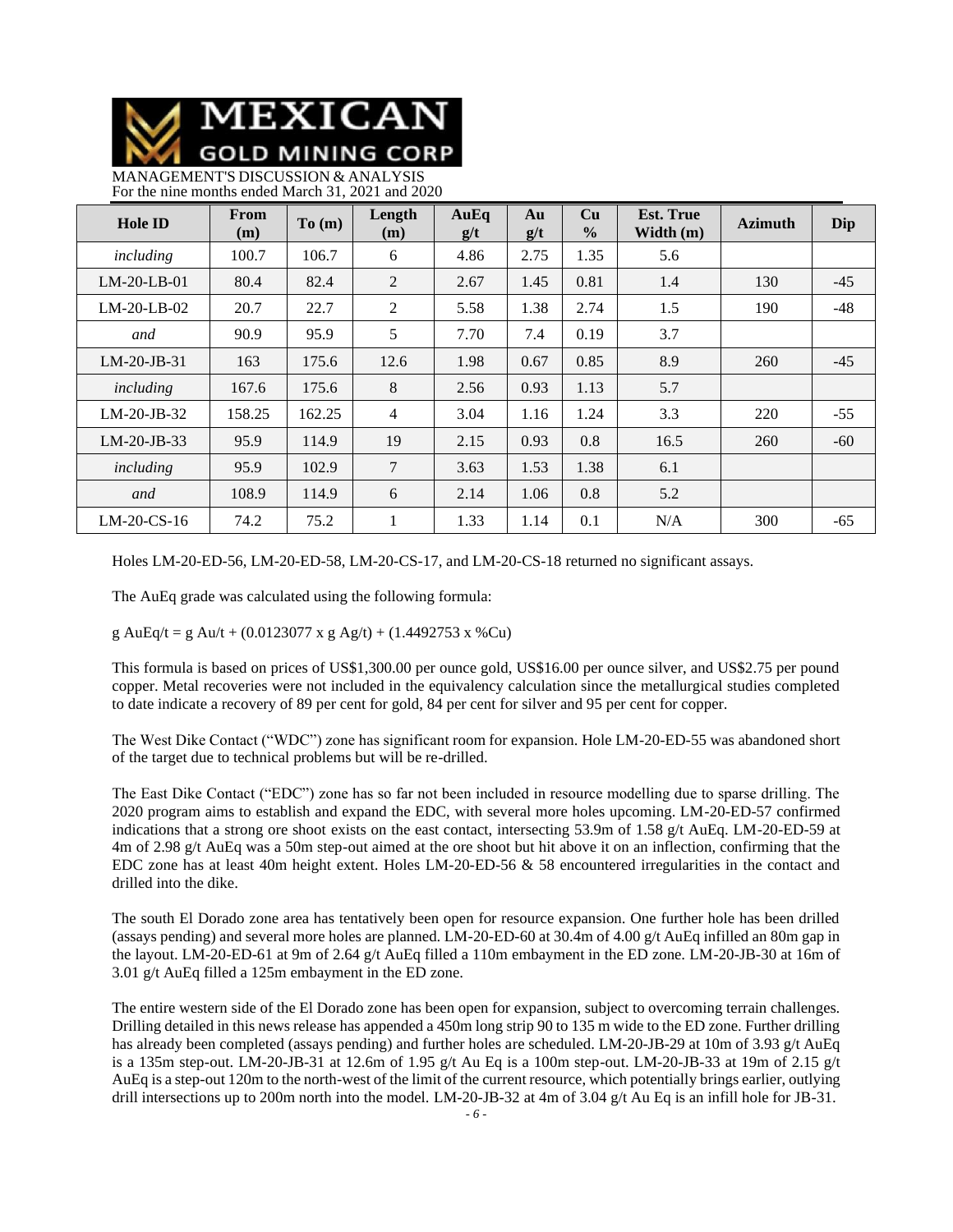| Hole ID | From (m) | To (m) | Length (m) | AuEq g/t | Au g/t | Cu % | Est. True Width (m) | Azimuth | Dip |
|---|---|---|---|---|---|---|---|---|---|
| *including* | 100.7 | 106.7 | 6 | 4.86 | 2.75 | 1.35 | 5.6 | | |
| LM-20-LB-01 | 80.4 | 82.4 | 2 | 2.67 | 1.45 | 0.81 | 1.4 | 130 | -45 |
| LM-20-LB-02 | 20.7 | 22.7 | 2 | 5.58 | 1.38 | 2.74 | 1.5 | 190 | -48 |
| *and* | 90.9 | 95.9 | 5 | 7.70 | 7.4 | 0.19 | 3.7 | | |
| LM-20-JB-31 | 163 | 175.6 | 12.6 | 1.98 | 0.67 | 0.85 | 8.9 | 260 | -45 |
| *including* | 167.6 | 175.6 | 8 | 2.56 | 0.93 | 1.13 | 5.7 | | |
| LM-20-JB-32 | 158.25 | 162.25 | 4 | 3.04 | 1.16 | 1.24 | 3.3 | 220 | -55 |
| LM-20-JB-33 | 95.9 | 114.9 | 19 | 2.15 | 0.93 | 0.8 | 16.5 | 260 | -60 |
| *including* | 95.9 | 102.9 | 7 | 3.63 | 1.53 | 1.38 | 6.1 | | |
| *and* | 108.9 | 114.9 | 6 | 2.14 | 1.06 | 0.8 | 5.2 | | |
| LM-20-CS-16 | 74.2 | 75.2 | 1 | 1.33 | 1.14 | 0.1 | N/A | 300 | -65 |

Holes LM-20-ED-56, LM-20-ED-58, LM-20-CS-17, and LM-20-CS-18 returned no significant assays.

The AuEq grade was calculated using the following formula:

g AuEq/t = g Au/t + (0.0123077 x g Ag/t) + (1.4492753 x %Cu)

This formula is based on prices of US$1,300.00 per ounce gold, US$16.00 per ounce silver, and US$2.75 per pound copper. Metal recoveries were not included in the equivalency calculation since the metallurgical studies completed to date indicate a recovery of 89 per cent for gold, 84 per cent for silver and 95 per cent for copper.

The West Dike Contact ("WDC") zone has significant room for expansion. Hole LM-20-ED-55 was abandoned short of the target due to technical problems but will be re-drilled.

The East Dike Contact ("EDC") zone has so far not been included in resource modelling due to sparse drilling. The 2020 program aims to establish and expand the EDC, with several more holes upcoming. LM-20-ED-57 confirmed indications that a strong ore shoot exists on the east contact, intersecting 53.9m of 1.58 g/t AuEq. LM-20-ED-59 at 4m of 2.98 g/t AuEq was a 50m step-out aimed at the ore shoot but hit above it on an inflection, confirming that the EDC zone has at least 40m height extent. Holes LM-20-ED-56 & 58 encountered irregularities in the contact and drilled into the dike.

The south El Dorado zone area has tentatively been open for resource expansion. One further hole has been drilled (assays pending) and several more holes are planned. LM-20-ED-60 at 30.4m of 4.00 g/t AuEq infilled an 80m gap in the layout. LM-20-ED-61 at 9m of 2.64 g/t AuEq filled a 110m embayment in the ED zone. LM-20-JB-30 at 16m of 3.01 g/t AuEq filled a 125m embayment in the ED zone.

The entire western side of the El Dorado zone has been open for expansion, subject to overcoming terrain challenges. Drilling detailed in this news release has appended a 450m long strip 90 to 135 m wide to the ED zone. Further drilling has already been completed (assays pending) and further holes are scheduled. LM-20-JB-29 at 10m of 3.93 g/t AuEq is a 135m step-out. LM-20-JB-31 at 12.6m of 1.95 g/t Au Eq is a 100m step-out. LM-20-JB-33 at 19m of 2.15 g/t AuEq is a step-out 120m to the north-west of the limit of the current resource, which potentially brings earlier, outlying drill intersections up to 200m north into the model. LM-20-JB-32 at 4m of 3.04 g/t Au Eq is an infill hole for JB-31.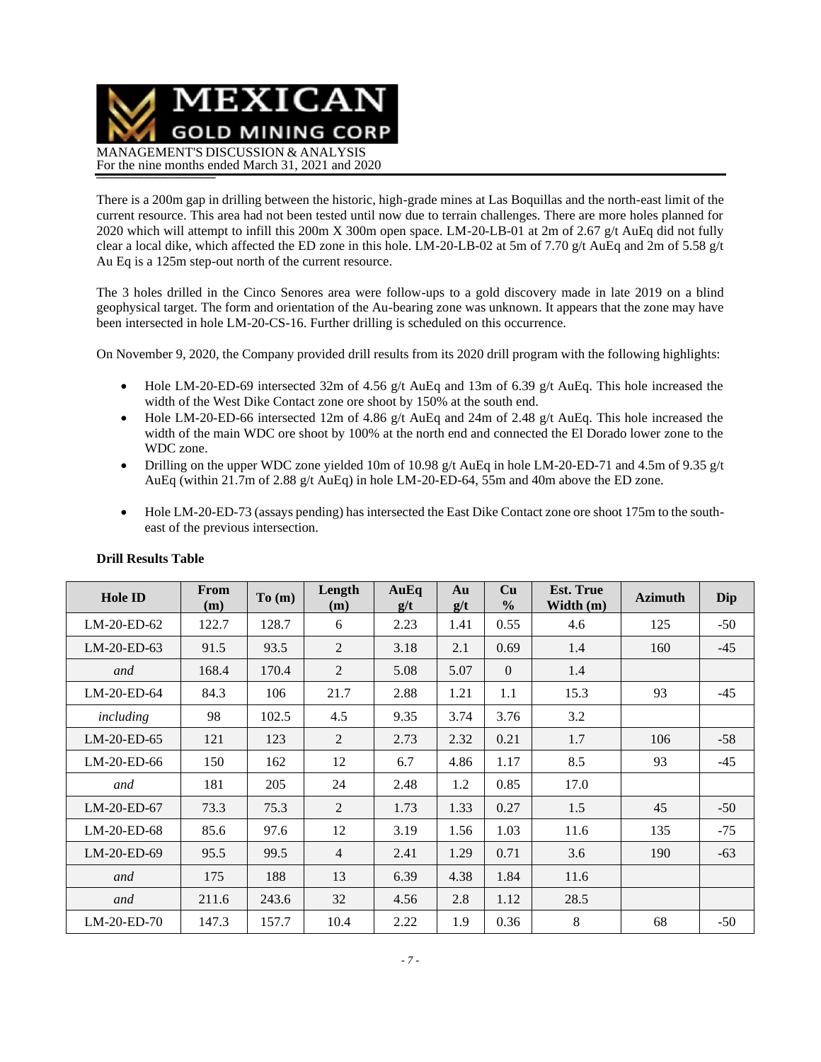There is a 200m gap in drilling between the historic, high-grade mines at Las Boquillas and the north-east limit of the current resource. This area had not been tested until now due to terrain challenges. There are more holes planned for 2020 which will attempt to infill this 200m X 300m open space. LM-20-LB-01 at 2m of 2.67 g/t AuEq did not fully clear a local dike, which affected the ED zone in this hole. LM-20-LB-02 at 5m of 7.70 g/t AuEq and 2m of 5.58 g/t Au Eq is a 125m step-out north of the current resource.

The 3 holes drilled in the Cinco Senores area were follow-ups to a gold discovery made in late 2019 on a blind geophysical target. The form and orientation of the Au-bearing zone was unknown. It appears that the zone may have been intersected in hole LM-20-CS-16. Further drilling is scheduled on this occurrence.

On November 9, 2020, the Company provided drill results from its 2020 drill program with the following highlights:

- Hole LM-20-ED-69 intersected 32m of 4.56 g/t AuEq and 13m of 6.39 g/t AuEq. This hole increased the width of the West Dike Contact zone ore shoot by 150% at the south end.
- Hole LM-20-ED-66 intersected 12m of 4.86 g/t AuEq and 24m of 2.48 g/t AuEq. This hole increased the width of the main WDC ore shoot by 100% at the north end and connected the El Dorado lower zone to the WDC zone.
- Drilling on the upper WDC zone yielded 10m of 10.98 g/t AuEq in hole LM-20-ED-71 and 4.5m of 9.35 g/t AuEq (within 21.7m of 2.88 g/t AuEq) in hole LM-20-ED-64, 55m and 40m above the ED zone.
- Hole LM-20-ED-73 (assays pending) has intersected the East Dike Contact zone ore shoot 175m to the south-east of the previous intersection.

**Drill Results Table**

| Hole ID | From (m) | To (m) | Length (m) | AuEq g/t | Au g/t | Cu % | Est. True Width (m) | Azimuth | Dip |
|---|---|---|---|---|---|---|---|---|---|
| LM-20-ED-62 | 122.7 | 128.7 | 6 | 2.23 | 1.41 | 0.55 | 4.6 | 125 | -50 |
| LM-20-ED-63 | 91.5 | 93.5 | 2 | 3.18 | 2.1 | 0.69 | 1.4 | 160 | -45 |
| *and* | 168.4 | 170.4 | 2 | 5.08 | 5.07 | 0 | 1.4 | | |
| LM-20-ED-64 | 84.3 | 106 | 21.7 | 2.88 | 1.21 | 1.1 | 15.3 | 93 | -45 |
| *including* | 98 | 102.5 | 4.5 | 9.35 | 3.74 | 3.76 | 3.2 | | |
| LM-20-ED-65 | 121 | 123 | 2 | 2.73 | 2.32 | 0.21 | 1.7 | 106 | -58 |
| LM-20-ED-66 | 150 | 162 | 12 | 6.7 | 4.86 | 1.17 | 8.5 | 93 | -45 |
| *and* | 181 | 205 | 24 | 2.48 | 1.2 | 0.85 | 17.0 | | |
| LM-20-ED-67 | 73.3 | 75.3 | 2 | 1.73 | 1.33 | 0.27 | 1.5 | 45 | -50 |
| LM-20-ED-68 | 85.6 | 97.6 | 12 | 3.19 | 1.56 | 1.03 | 11.6 | 135 | -75 |
| LM-20-ED-69 | 95.5 | 99.5 | 4 | 2.41 | 1.29 | 0.71 | 3.6 | 190 | -63 |
| *and* | 175 | 188 | 13 | 6.39 | 4.38 | 1.84 | 11.6 | | |
| *and* | 211.6 | 243.6 | 32 | 4.56 | 2.8 | 1.12 | 28.5 | | |
| LM-20-ED-70 | 147.3 | 157.7 | 10.4 | 2.22 | 1.9 | 0.36 | 8 | 68 | -50 |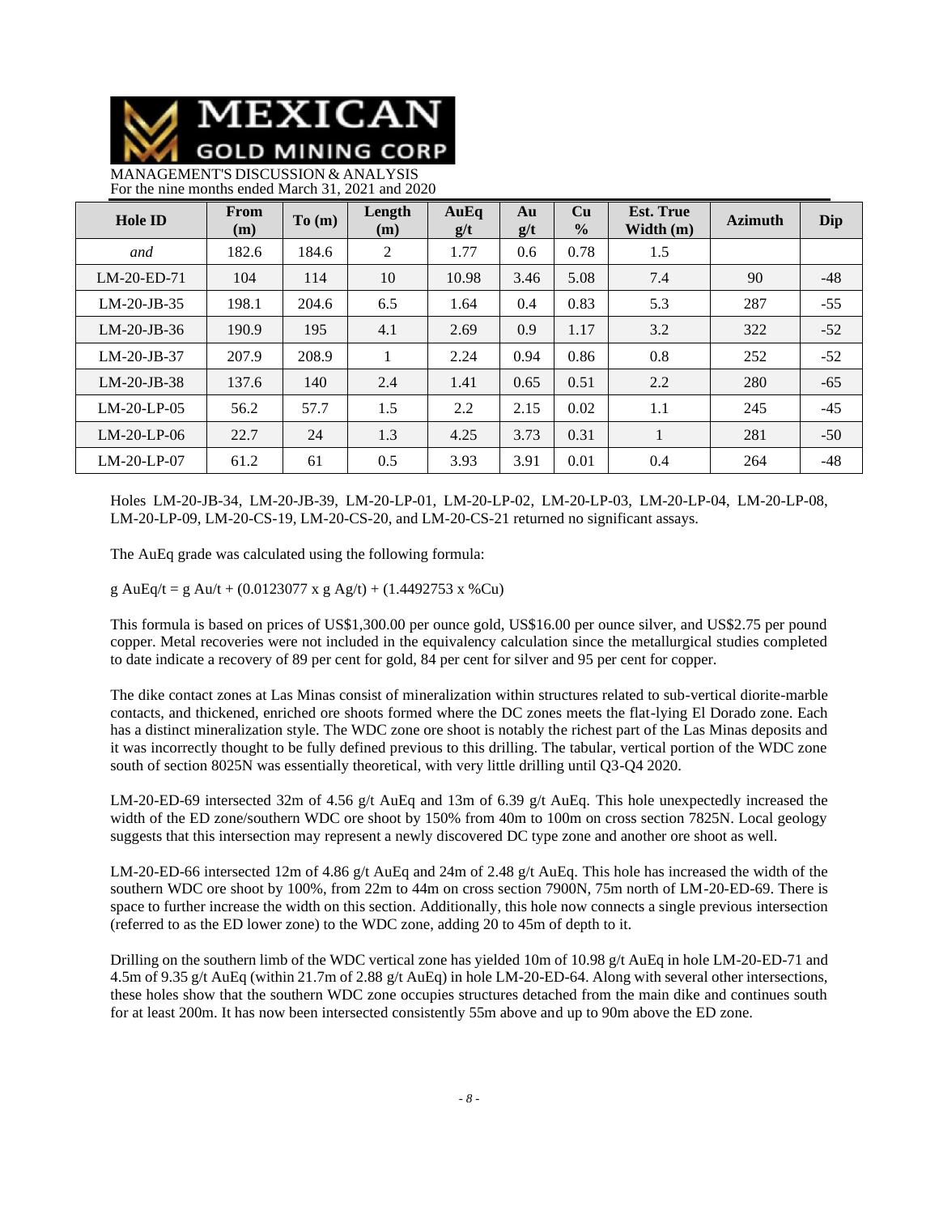| Hole ID | From (m) | To (m) | Length (m) | AuEq g/t | Au g/t | Cu % | Est. True Width (m) | Azimuth | Dip |
|---|---|---|---|---|---|---|---|---|---|
| *and* | 182.6 | 184.6 | 2 | 1.77 | 0.6 | 0.78 | 1.5 | | |
| LM-20-ED-71 | 104 | 114 | 10 | 10.98 | 3.46 | 5.08 | 7.4 | 90 | -48 |
| LM-20-JB-35 | 198.1 | 204.6 | 6.5 | 1.64 | 0.4 | 0.83 | 5.3 | 287 | -55 |
| LM-20-JB-36 | 190.9 | 195 | 4.1 | 2.69 | 0.9 | 1.17 | 3.2 | 322 | -52 |
| LM-20-JB-37 | 207.9 | 208.9 | 1 | 2.24 | 0.94 | 0.86 | 0.8 | 252 | -52 |
| LM-20-JB-38 | 137.6 | 140 | 2.4 | 1.41 | 0.65 | 0.51 | 2.2 | 280 | -65 |
| LM-20-LP-05 | 56.2 | 57.7 | 1.5 | 2.2 | 2.15 | 0.02 | 1.1 | 245 | -45 |
| LM-20-LP-06 | 22.7 | 24 | 1.3 | 4.25 | 3.73 | 0.31 | 1 | 281 | -50 |
| LM-20-LP-07 | 61.2 | 61 | 0.5 | 3.93 | 3.91 | 0.01 | 0.4 | 264 | -48 |

Holes LM-20-JB-34, LM-20-JB-39, LM-20-LP-01, LM-20-LP-02, LM-20-LP-03, LM-20-LP-04, LM-20-LP-08, LM-20-LP-09, LM-20-CS-19, LM-20-CS-20, and LM-20-CS-21 returned no significant assays.

The AuEq grade was calculated using the following formula:

g AuEq/t = g Au/t + (0.0123077 x g Ag/t) + (1.4492753 x %Cu)

This formula is based on prices of US$1,300.00 per ounce gold, US$16.00 per ounce silver, and US$2.75 per pound copper. Metal recoveries were not included in the equivalency calculation since the metallurgical studies completed to date indicate a recovery of 89 per cent for gold, 84 per cent for silver and 95 per cent for copper.

The dike contact zones at Las Minas consist of mineralization within structures related to sub-vertical diorite-marble contacts, and thickened, enriched ore shoots formed where the DC zones meets the flat-lying El Dorado zone. Each has a distinct mineralization style. The WDC zone ore shoot is notably the richest part of the Las Minas deposits and it was incorrectly thought to be fully defined previous to this drilling. The tabular, vertical portion of the WDC zone south of section 8025N was essentially theoretical, with very little drilling until Q3-Q4 2020.

LM-20-ED-69 intersected 32m of 4.56 g/t AuEq and 13m of 6.39 g/t AuEq. This hole unexpectedly increased the width of the ED zone/southern WDC ore shoot by 150% from 40m to 100m on cross section 7825N. Local geology suggests that this intersection may represent a newly discovered DC type zone and another ore shoot as well.

LM-20-ED-66 intersected 12m of 4.86 g/t AuEq and 24m of 2.48 g/t AuEq. This hole has increased the width of the southern WDC ore shoot by 100%, from 22m to 44m on cross section 7900N, 75m north of LM-20-ED-69. There is space to further increase the width on this section. Additionally, this hole now connects a single previous intersection (referred to as the ED lower zone) to the WDC zone, adding 20 to 45m of depth to it.

Drilling on the southern limb of the WDC vertical zone has yielded 10m of 10.98 g/t AuEq in hole LM-20-ED-71 and 4.5m of 9.35 g/t AuEq (within 21.7m of 2.88 g/t AuEq) in hole LM-20-ED-64. Along with several other intersections, these holes show that the southern WDC zone occupies structures detached from the main dike and continues south for at least 200m. It has now been intersected consistently 55m above and up to 90m above the ED zone.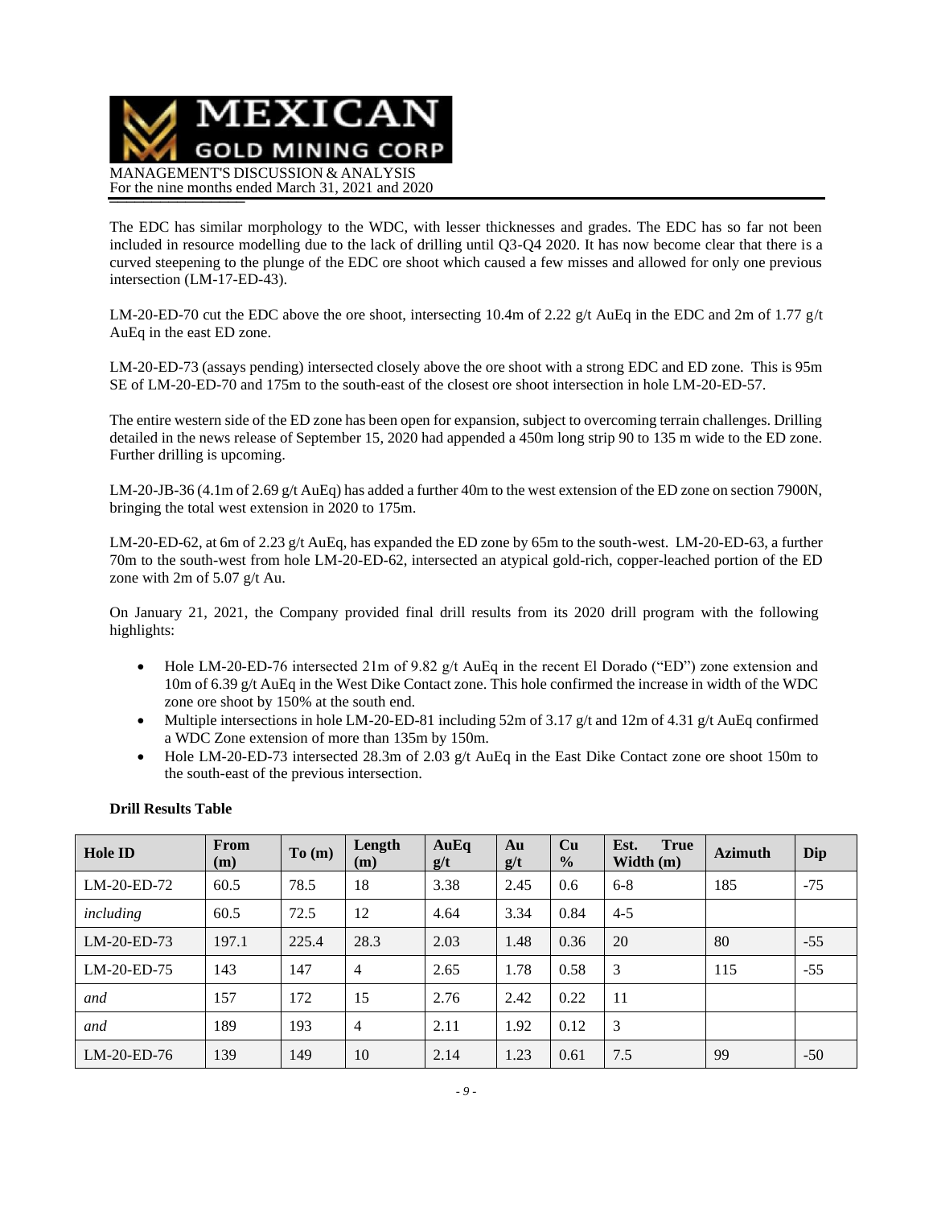The EDC has similar morphology to the WDC, with lesser thicknesses and grades. The EDC has so far not been included in resource modelling due to the lack of drilling until Q3-Q4 2020. It has now become clear that there is a curved steepening to the plunge of the EDC ore shoot which caused a few misses and allowed for only one previous intersection (LM-17-ED-43).

LM-20-ED-70 cut the EDC above the ore shoot, intersecting 10.4m of 2.22 g/t AuEq in the EDC and 2m of 1.77 g/t AuEq in the east ED zone.

LM-20-ED-73 (assays pending) intersected closely above the ore shoot with a strong EDC and ED zone. This is 95m SE of LM-20-ED-70 and 175m to the south-east of the closest ore shoot intersection in hole LM-20-ED-57.

The entire western side of the ED zone has been open for expansion, subject to overcoming terrain challenges. Drilling detailed in the news release of September 15, 2020 had appended a 450m long strip 90 to 135 m wide to the ED zone. Further drilling is upcoming.

LM-20-JB-36 (4.1m of 2.69 g/t AuEq) has added a further 40m to the west extension of the ED zone on section 7900N, bringing the total west extension in 2020 to 175m.

LM-20-ED-62, at 6m of 2.23 g/t AuEq, has expanded the ED zone by 65m to the south-west. LM-20-ED-63, a further 70m to the south-west from hole LM-20-ED-62, intersected an atypical gold-rich, copper-leached portion of the ED zone with 2m of 5.07 g/t Au.

On January 21, 2021, the Company provided final drill results from its 2020 drill program with the following highlights:

- Hole LM-20-ED-76 intersected 21m of 9.82 g/t AuEq in the recent El Dorado ("ED") zone extension and 10m of 6.39 g/t AuEq in the West Dike Contact zone. This hole confirmed the increase in width of the WDC zone ore shoot by 150% at the south end.
- Multiple intersections in hole LM-20-ED-81 including 52m of 3.17 g/t and 12m of 4.31 g/t AuEq confirmed a WDC Zone extension of more than 135m by 150m.
- Hole LM-20-ED-73 intersected 28.3m of 2.03 g/t AuEq in the East Dike Contact zone ore shoot 150m to the south-east of the previous intersection.

**Drill Results Table**

| Hole ID | From (m) | To (m) | Length (m) | AuEq g/t | Au g/t | Cu % | Est. True Width (m) | Azimuth | Dip |
|---|---|---|---|---|---|---|---|---|---|
| LM-20-ED-72 | 60.5 | 78.5 | 18 | 3.38 | 2.45 | 0.6 | 6-8 | 185 | -75 |
| *including* | 60.5 | 72.5 | 12 | 4.64 | 3.34 | 0.84 | 4-5 | | |
| LM-20-ED-73 | 197.1 | 225.4 | 28.3 | 2.03 | 1.48 | 0.36 | 20 | 80 | -55 |
| LM-20-ED-75 | 143 | 147 | 4 | 2.65 | 1.78 | 0.58 | 3 | 115 | -55 |
| *and* | 157 | 172 | 15 | 2.76 | 2.42 | 0.22 | 11 | | |
| *and* | 189 | 193 | 4 | 2.11 | 1.92 | 0.12 | 3 | | |
| LM-20-ED-76 | 139 | 149 | 10 | 2.14 | 1.23 | 0.61 | 7.5 | 99 | -50 |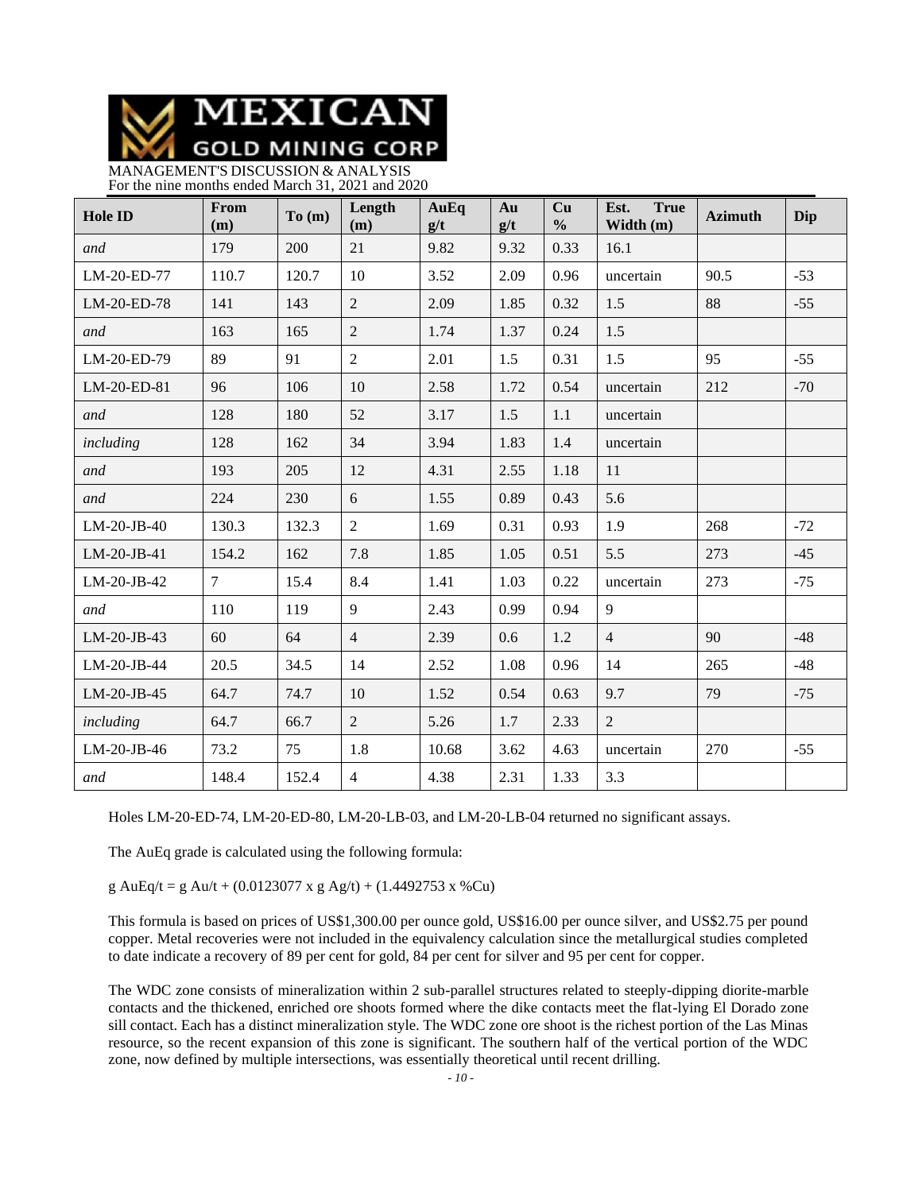| Hole ID | From (m) | To (m) | Length (m) | AuEq g/t | Au g/t | Cu % | Est. True Width (m) | Azimuth | Dip |
|---|---|---|---|---|---|---|---|---|---|
| *and* | 179 | 200 | 21 | 9.82 | 9.32 | 0.33 | 16.1 | | |
| LM-20-ED-77 | 110.7 | 120.7 | 10 | 3.52 | 2.09 | 0.96 | uncertain | 90.5 | -53 |
| LM-20-ED-78 | 141 | 143 | 2 | 2.09 | 1.85 | 0.32 | 1.5 | 88 | -55 |
| *and* | 163 | 165 | 2 | 1.74 | 1.37 | 0.24 | 1.5 | | |
| LM-20-ED-79 | 89 | 91 | 2 | 2.01 | 1.5 | 0.31 | 1.5 | 95 | -55 |
| LM-20-ED-81 | 96 | 106 | 10 | 2.58 | 1.72 | 0.54 | uncertain | 212 | -70 |
| *and* | 128 | 180 | 52 | 3.17 | 1.5 | 1.1 | uncertain | | |
| *including* | 128 | 162 | 34 | 3.94 | 1.83 | 1.4 | uncertain | | |
| *and* | 193 | 205 | 12 | 4.31 | 2.55 | 1.18 | 11 | | |
| *and* | 224 | 230 | 6 | 1.55 | 0.89 | 0.43 | 5.6 | | |
| LM-20-JB-40 | 130.3 | 132.3 | 2 | 1.69 | 0.31 | 0.93 | 1.9 | 268 | -72 |
| LM-20-JB-41 | 154.2 | 162 | 7.8 | 1.85 | 1.05 | 0.51 | 5.5 | 273 | -45 |
| LM-20-JB-42 | 7 | 15.4 | 8.4 | 1.41 | 1.03 | 0.22 | uncertain | 273 | -75 |
| *and* | 110 | 119 | 9 | 2.43 | 0.99 | 0.94 | 9 | | |
| LM-20-JB-43 | 60 | 64 | 4 | 2.39 | 0.6 | 1.2 | 4 | 90 | -48 |
| LM-20-JB-44 | 20.5 | 34.5 | 14 | 2.52 | 1.08 | 0.96 | 14 | 265 | -48 |
| LM-20-JB-45 | 64.7 | 74.7 | 10 | 1.52 | 0.54 | 0.63 | 9.7 | 79 | -75 |
| *including* | 64.7 | 66.7 | 2 | 5.26 | 1.7 | 2.33 | 2 | | |
| LM-20-JB-46 | 73.2 | 75 | 1.8 | 10.68 | 3.62 | 4.63 | uncertain | 270 | -55 |
| *and* | 148.4 | 152.4 | 4 | 4.38 | 2.31 | 1.33 | 3.3 | | |

Holes LM-20-ED-74, LM-20-ED-80, LM-20-LB-03, and LM-20-LB-04 returned no significant assays.

The AuEq grade is calculated using the following formula:

g AuEq/t = g Au/t + (0.0123077 x g Ag/t) + (1.4492753 x %Cu)

This formula is based on prices of US$1,300.00 per ounce gold, US$16.00 per ounce silver, and US$2.75 per pound copper. Metal recoveries were not included in the equivalency calculation since the metallurgical studies completed to date indicate a recovery of 89 per cent for gold, 84 per cent for silver and 95 per cent for copper.

The WDC zone consists of mineralization within 2 sub-parallel structures related to steeply-dipping diorite-marble contacts and the thickened, enriched ore shoots formed where the dike contacts meet the flat-lying El Dorado zone sill contact. Each has a distinct mineralization style. The WDC zone ore shoot is the richest portion of the Las Minas resource, so the recent expansion of this zone is significant. The southern half of the vertical portion of the WDC zone, now defined by multiple intersections, was essentially theoretical until recent drilling.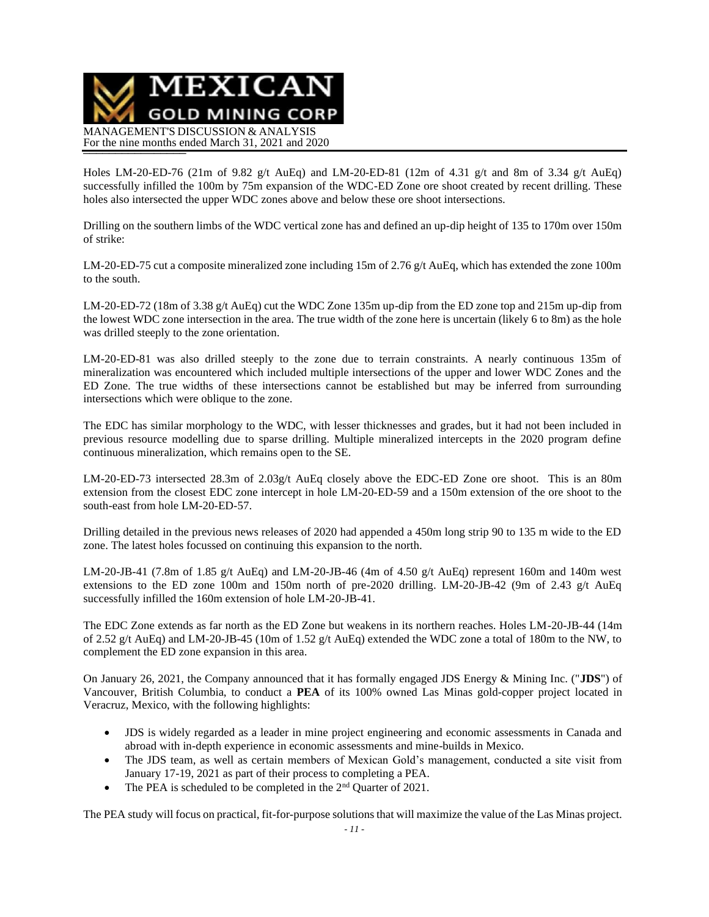Holes LM-20-ED-76 (21m of 9.82 g/t AuEq) and LM-20-ED-81 (12m of 4.31 g/t and 8m of 3.34 g/t AuEq) successfully infilled the 100m by 75m expansion of the WDC-ED Zone ore shoot created by recent drilling. These holes also intersected the upper WDC zones above and below these ore shoot intersections.

Drilling on the southern limbs of the WDC vertical zone has and defined an up-dip height of 135 to 170m over 150m of strike:

LM-20-ED-75 cut a composite mineralized zone including 15m of 2.76 g/t AuEq, which has extended the zone 100m to the south.

LM-20-ED-72 (18m of 3.38 g/t AuEq) cut the WDC Zone 135m up-dip from the ED zone top and 215m up-dip from the lowest WDC zone intersection in the area. The true width of the zone here is uncertain (likely 6 to 8m) as the hole was drilled steeply to the zone orientation.

LM-20-ED-81 was also drilled steeply to the zone due to terrain constraints. A nearly continuous 135m of mineralization was encountered which included multiple intersections of the upper and lower WDC Zones and the ED Zone. The true widths of these intersections cannot be established but may be inferred from surrounding intersections which were oblique to the zone.

The EDC has similar morphology to the WDC, with lesser thicknesses and grades, but it had not been included in previous resource modelling due to sparse drilling. Multiple mineralized intercepts in the 2020 program define continuous mineralization, which remains open to the SE.

LM-20-ED-73 intersected 28.3m of 2.03g/t AuEq closely above the EDC-ED Zone ore shoot. This is an 80m extension from the closest EDC zone intercept in hole LM-20-ED-59 and a 150m extension of the ore shoot to the south-east from hole LM-20-ED-57.

Drilling detailed in the previous news releases of 2020 had appended a 450m long strip 90 to 135 m wide to the ED zone. The latest holes focussed on continuing this expansion to the north.

LM-20-JB-41 (7.8m of 1.85 g/t AuEq) and LM-20-JB-46 (4m of 4.50 g/t AuEq) represent 160m and 140m west extensions to the ED zone 100m and 150m north of pre-2020 drilling. LM-20-JB-42 (9m of 2.43 g/t AuEq successfully infilled the 160m extension of hole LM-20-JB-41.

The EDC Zone extends as far north as the ED Zone but weakens in its northern reaches. Holes LM-20-JB-44 (14m of 2.52 g/t AuEq) and LM-20-JB-45 (10m of 1.52 g/t AuEq) extended the WDC zone a total of 180m to the NW, to complement the ED zone expansion in this area.

On January 26, 2021, the Company announced that it has formally engaged JDS Energy & Mining Inc. ("**JDS**") of Vancouver, British Columbia, to conduct a **PEA** of its 100% owned Las Minas gold-copper project located in Veracruz, Mexico, with the following highlights:

- JDS is widely regarded as a leader in mine project engineering and economic assessments in Canada and abroad with in-depth experience in economic assessments and mine-builds in Mexico.
- The JDS team, as well as certain members of Mexican Gold's management, conducted a site visit from January 17-19, 2021 as part of their process to completing a PEA.
- The PEA is scheduled to be completed in the 2nd Quarter of 2021.

The PEA study will focus on practical, fit-for-purpose solutions that will maximize the value of the Las Minas project.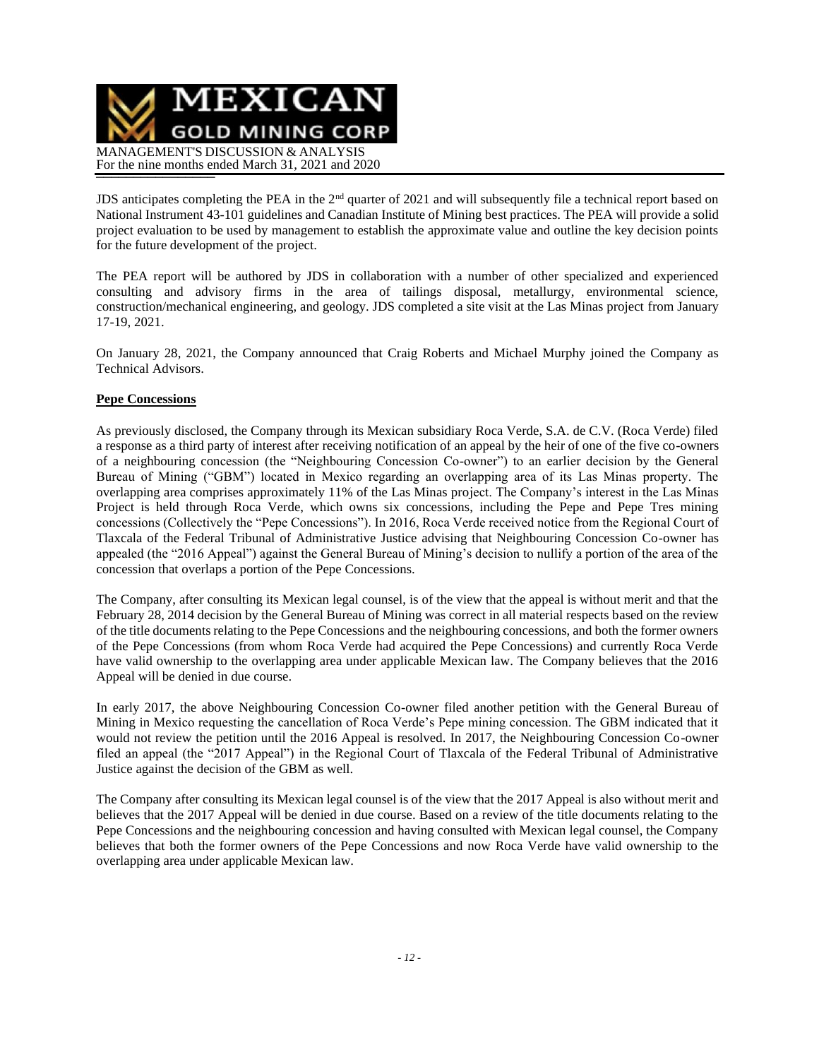JDS anticipates completing the PEA in the 2nd quarter of 2021 and will subsequently file a technical report based on National Instrument 43-101 guidelines and Canadian Institute of Mining best practices. The PEA will provide a solid project evaluation to be used by management to establish the approximate value and outline the key decision points for the future development of the project.

The PEA report will be authored by JDS in collaboration with a number of other specialized and experienced consulting and advisory firms in the area of tailings disposal, metallurgy, environmental science, construction/mechanical engineering, and geology. JDS completed a site visit at the Las Minas project from January 17-19, 2021.

On January 28, 2021, the Company announced that Craig Roberts and Michael Murphy joined the Company as Technical Advisors.

**Pepe Concessions**

As previously disclosed, the Company through its Mexican subsidiary Roca Verde, S.A. de C.V. (Roca Verde) filed a response as a third party of interest after receiving notification of an appeal by the heir of one of the five co-owners of a neighbouring concession (the "Neighbouring Concession Co-owner") to an earlier decision by the General Bureau of Mining ("GBM") located in Mexico regarding an overlapping area of its Las Minas property. The overlapping area comprises approximately 11% of the Las Minas project. The Company's interest in the Las Minas Project is held through Roca Verde, which owns six concessions, including the Pepe and Pepe Tres mining concessions (Collectively the "Pepe Concessions"). In 2016, Roca Verde received notice from the Regional Court of Tlaxcala of the Federal Tribunal of Administrative Justice advising that Neighbouring Concession Co-owner has appealed (the "2016 Appeal") against the General Bureau of Mining's decision to nullify a portion of the area of the concession that overlaps a portion of the Pepe Concessions.

The Company, after consulting its Mexican legal counsel, is of the view that the appeal is without merit and that the February 28, 2014 decision by the General Bureau of Mining was correct in all material respects based on the review of the title documents relating to the Pepe Concessions and the neighbouring concessions, and both the former owners of the Pepe Concessions (from whom Roca Verde had acquired the Pepe Concessions) and currently Roca Verde have valid ownership to the overlapping area under applicable Mexican law. The Company believes that the 2016 Appeal will be denied in due course.

In early 2017, the above Neighbouring Concession Co-owner filed another petition with the General Bureau of Mining in Mexico requesting the cancellation of Roca Verde's Pepe mining concession. The GBM indicated that it would not review the petition until the 2016 Appeal is resolved. In 2017, the Neighbouring Concession Co-owner filed an appeal (the "2017 Appeal") in the Regional Court of Tlaxcala of the Federal Tribunal of Administrative Justice against the decision of the GBM as well.

The Company after consulting its Mexican legal counsel is of the view that the 2017 Appeal is also without merit and believes that the 2017 Appeal will be denied in due course. Based on a review of the title documents relating to the Pepe Concessions and the neighbouring concession and having consulted with Mexican legal counsel, the Company believes that both the former owners of the Pepe Concessions and now Roca Verde have valid ownership to the overlapping area under applicable Mexican law.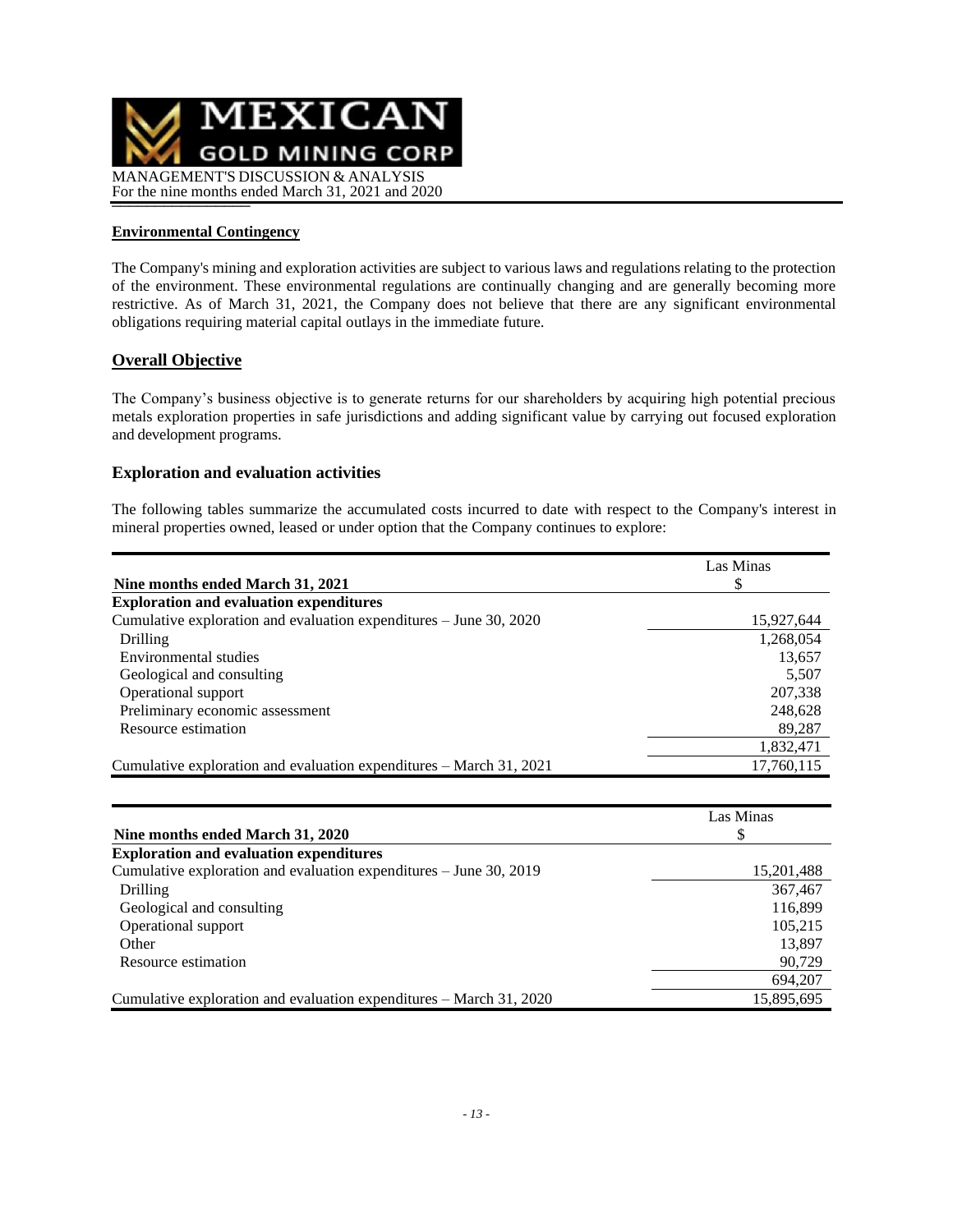**Environmental Contingency**

The Company's mining and exploration activities are subject to various laws and regulations relating to the protection of the environment. These environmental regulations are continually changing and are generally becoming more restrictive. As of March 31, 2021, the Company does not believe that there are any significant environmental obligations requiring material capital outlays in the immediate future.

## Overall Objective

The Company's business objective is to generate returns for our shareholders by acquiring high potential precious metals exploration properties in safe jurisdictions and adding significant value by carrying out focused exploration and development programs.

## Exploration and evaluation activities

The following tables summarize the accumulated costs incurred to date with respect to the Company's interest in mineral properties owned, leased or under option that the Company continues to explore:

| Nine months ended March 31, 2021 | Las Minas<br>$ |
|---|---|
| **Exploration and evaluation expenditures** | |
| Cumulative exploration and evaluation expenditures – June 30, 2020 | 15,927,644 |
| Drilling | 1,268,054 |
| Environmental studies | 13,657 |
| Geological and consulting | 5,507 |
| Operational support | 207,338 |
| Preliminary economic assessment | 248,628 |
| Resource estimation | 89,287 |
| | 1,832,471 |
| Cumulative exploration and evaluation expenditures – March 31, 2021 | 17,760,115 |

| Nine months ended March 31, 2020 | Las Minas<br>$ |
|---|---|
| **Exploration and evaluation expenditures** | |
| Cumulative exploration and evaluation expenditures – June 30, 2019 | 15,201,488 |
| Drilling | 367,467 |
| Geological and consulting | 116,899 |
| Operational support | 105,215 |
| Other | 13,897 |
| Resource estimation | 90,729 |
| | 694,207 |
| Cumulative exploration and evaluation expenditures – March 31, 2020 | 15,895,695 |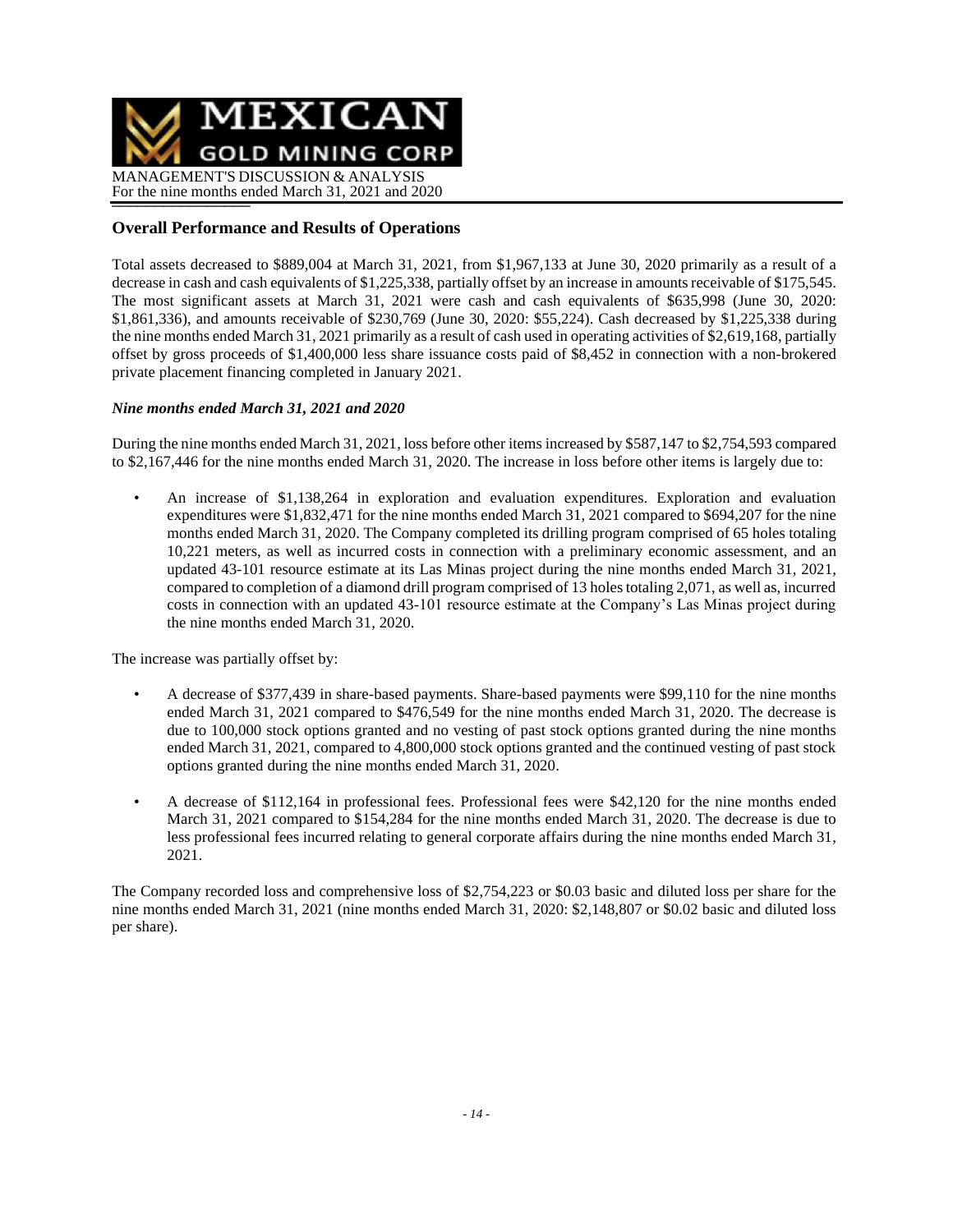## Overall Performance and Results of Operations

Total assets decreased to $889,004 at March 31, 2021, from $1,967,133 at June 30, 2020 primarily as a result of a decrease in cash and cash equivalents of $1,225,338, partially offset by an increase in amounts receivable of $175,545. The most significant assets at March 31, 2021 were cash and cash equivalents of $635,998 (June 30, 2020: $1,861,336), and amounts receivable of $230,769 (June 30, 2020: $55,224). Cash decreased by $1,225,338 during the nine months ended March 31, 2021 primarily as a result of cash used in operating activities of $2,619,168, partially offset by gross proceeds of $1,400,000 less share issuance costs paid of $8,452 in connection with a non-brokered private placement financing completed in January 2021.

### *Nine months ended March 31, 2021 and 2020*

During the nine months ended March 31, 2021, loss before other items increased by $587,147 to $2,754,593 compared to $2,167,446 for the nine months ended March 31, 2020. The increase in loss before other items is largely due to:

- An increase of $1,138,264 in exploration and evaluation expenditures. Exploration and evaluation expenditures were $1,832,471 for the nine months ended March 31, 2021 compared to $694,207 for the nine months ended March 31, 2020. The Company completed its drilling program comprised of 65 holes totaling 10,221 meters, as well as incurred costs in connection with a preliminary economic assessment, and an updated 43-101 resource estimate at its Las Minas project during the nine months ended March 31, 2021, compared to completion of a diamond drill program comprised of 13 holes totaling 2,071, as well as, incurred costs in connection with an updated 43-101 resource estimate at the Company's Las Minas project during the nine months ended March 31, 2020.

The increase was partially offset by:

- A decrease of $377,439 in share-based payments. Share-based payments were $99,110 for the nine months ended March 31, 2021 compared to $476,549 for the nine months ended March 31, 2020. The decrease is due to 100,000 stock options granted and no vesting of past stock options granted during the nine months ended March 31, 2021, compared to 4,800,000 stock options granted and the continued vesting of past stock options granted during the nine months ended March 31, 2020.

- A decrease of $112,164 in professional fees. Professional fees were $42,120 for the nine months ended March 31, 2021 compared to $154,284 for the nine months ended March 31, 2020. The decrease is due to less professional fees incurred relating to general corporate affairs during the nine months ended March 31, 2021.

The Company recorded loss and comprehensive loss of $2,754,223 or $0.03 basic and diluted loss per share for the nine months ended March 31, 2021 (nine months ended March 31, 2020: $2,148,807 or $0.02 basic and diluted loss per share).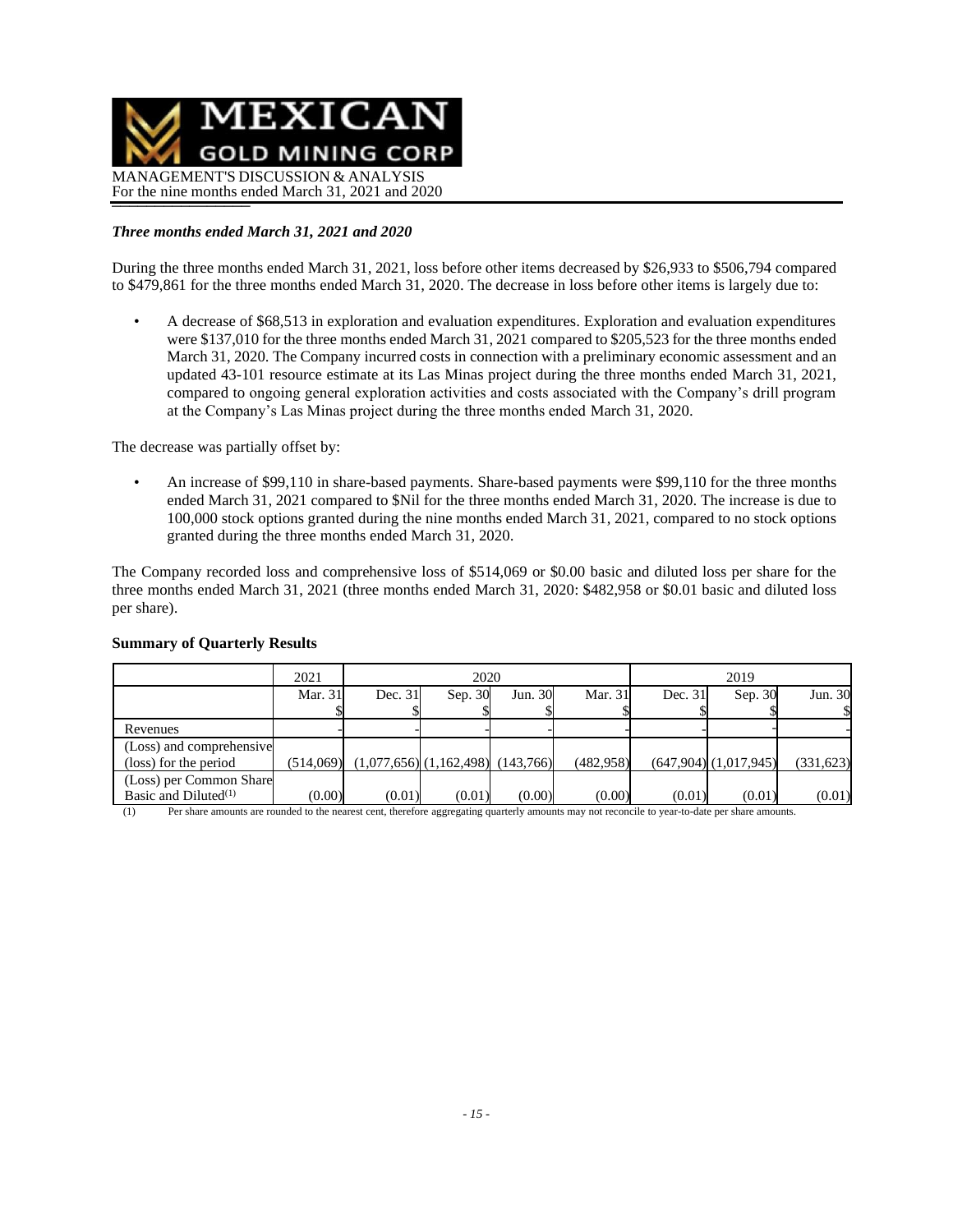### *Three months ended March 31, 2021 and 2020*

During the three months ended March 31, 2021, loss before other items decreased by $26,933 to $506,794 compared to $479,861 for the three months ended March 31, 2020. The decrease in loss before other items is largely due to:

- A decrease of $68,513 in exploration and evaluation expenditures. Exploration and evaluation expenditures were $137,010 for the three months ended March 31, 2021 compared to $205,523 for the three months ended March 31, 2020. The Company incurred costs in connection with a preliminary economic assessment and an updated 43-101 resource estimate at its Las Minas project during the three months ended March 31, 2021, compared to ongoing general exploration activities and costs associated with the Company's drill program at the Company's Las Minas project during the three months ended March 31, 2020.

The decrease was partially offset by:

- An increase of $99,110 in share-based payments. Share-based payments were $99,110 for the three months ended March 31, 2021 compared to $Nil for the three months ended March 31, 2020. The increase is due to 100,000 stock options granted during the nine months ended March 31, 2021, compared to no stock options granted during the three months ended March 31, 2020.

The Company recorded loss and comprehensive loss of $514,069 or $0.00 basic and diluted loss per share for the three months ended March 31, 2021 (three months ended March 31, 2020: $482,958 or $0.01 basic and diluted loss per share).

**Summary of Quarterly Results**

| | 2021 | 2020 | | | | 2019 | | |
|---|---|---|---|---|---|---|---|---|
| | Mar. 31<br>$ | Dec. 31<br>$ | Sep. 30<br>$ | Jun. 30<br>$ | Mar. 31<br>$ | Dec. 31<br>$ | Sep. 30<br>$ | Jun. 30<br>$ |
| Revenues | - | - | - | - | - | - | - | - |
| (Loss) and comprehensive (loss) for the period | (514,069) | (1,077,656) | (1,162,498) | (143,766) | (482,958) | (647,904) | (1,017,945) | (331,623) |
| (Loss) per Common Share Basic and Diluted[(1)] | (0.00) | (0.01) | (0.01) | (0.00) | (0.00) | (0.01) | (0.01) | (0.01) |

(1) Per share amounts are rounded to the nearest cent, therefore aggregating quarterly amounts may not reconcile to year-to-date per share amounts.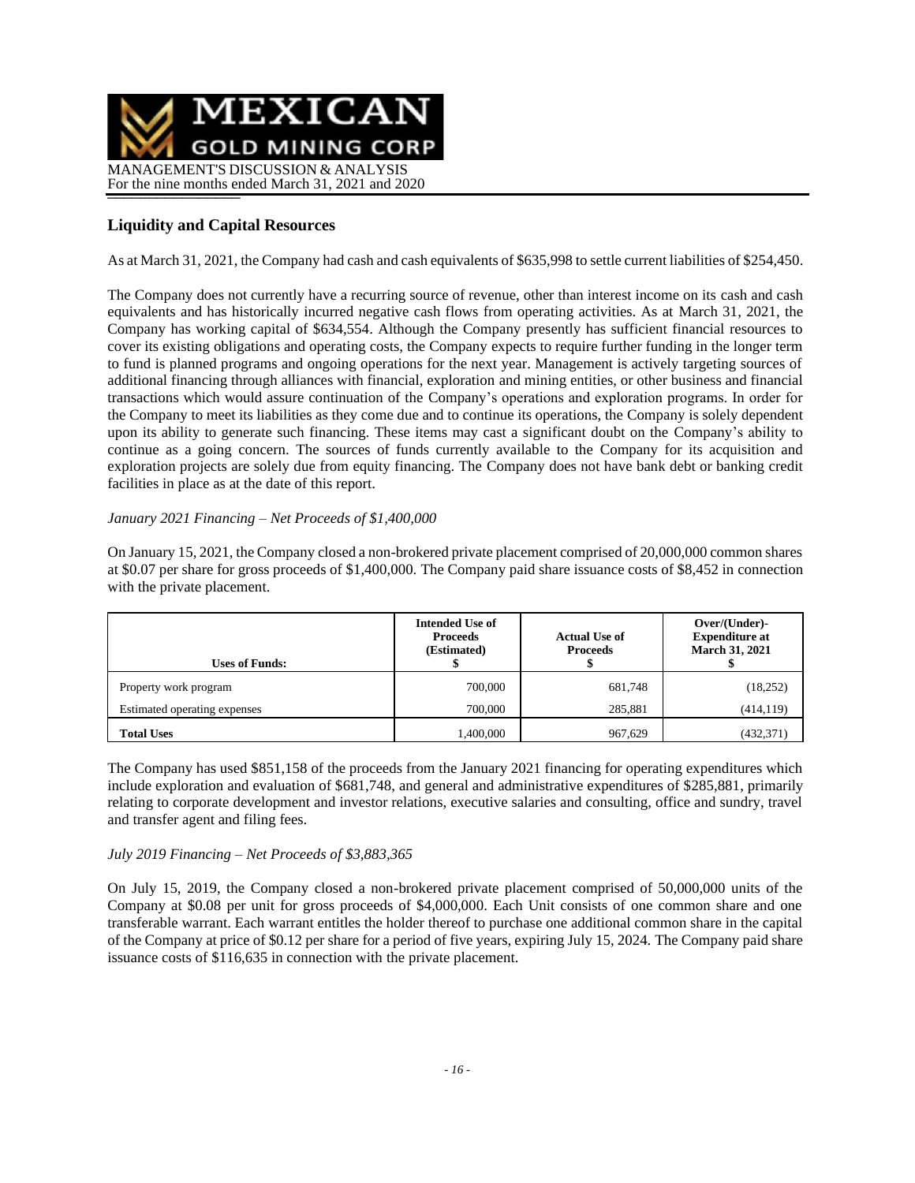## Liquidity and Capital Resources

As at March 31, 2021, the Company had cash and cash equivalents of $635,998 to settle current liabilities of $254,450.

The Company does not currently have a recurring source of revenue, other than interest income on its cash and cash equivalents and has historically incurred negative cash flows from operating activities. As at March 31, 2021, the Company has working capital of $634,554. Although the Company presently has sufficient financial resources to cover its existing obligations and operating costs, the Company expects to require further funding in the longer term to fund is planned programs and ongoing operations for the next year. Management is actively targeting sources of additional financing through alliances with financial, exploration and mining entities, or other business and financial transactions which would assure continuation of the Company's operations and exploration programs. In order for the Company to meet its liabilities as they come due and to continue its operations, the Company is solely dependent upon its ability to generate such financing. These items may cast a significant doubt on the Company's ability to continue as a going concern. The sources of funds currently available to the Company for its acquisition and exploration projects are solely due from equity financing. The Company does not have bank debt or banking credit facilities in place as at the date of this report.

*January 2021 Financing – Net Proceeds of $1,400,000*

On January 15, 2021, the Company closed a non-brokered private placement comprised of 20,000,000 common shares at $0.07 per share for gross proceeds of $1,400,000. The Company paid share issuance costs of $8,452 in connection with the private placement.

| Uses of Funds: | Intended Use of Proceeds (Estimated) $ | Actual Use of Proceeds $ | Over/(Under)-Expenditure at March 31, 2021 $ |
|---|---|---|---|
| Property work program | 700,000 | 681,748 | (18,252) |
| Estimated operating expenses | 700,000 | 285,881 | (414,119) |
| **Total Uses** | 1,400,000 | 967,629 | (432,371) |

The Company has used $851,158 of the proceeds from the January 2021 financing for operating expenditures which include exploration and evaluation of $681,748, and general and administrative expenditures of $285,881, primarily relating to corporate development and investor relations, executive salaries and consulting, office and sundry, travel and transfer agent and filing fees.

*July 2019 Financing – Net Proceeds of $3,883,365*

On July 15, 2019, the Company closed a non-brokered private placement comprised of 50,000,000 units of the Company at $0.08 per unit for gross proceeds of $4,000,000. Each Unit consists of one common share and one transferable warrant. Each warrant entitles the holder thereof to purchase one additional common share in the capital of the Company at price of $0.12 per share for a period of five years, expiring July 15, 2024. The Company paid share issuance costs of $116,635 in connection with the private placement.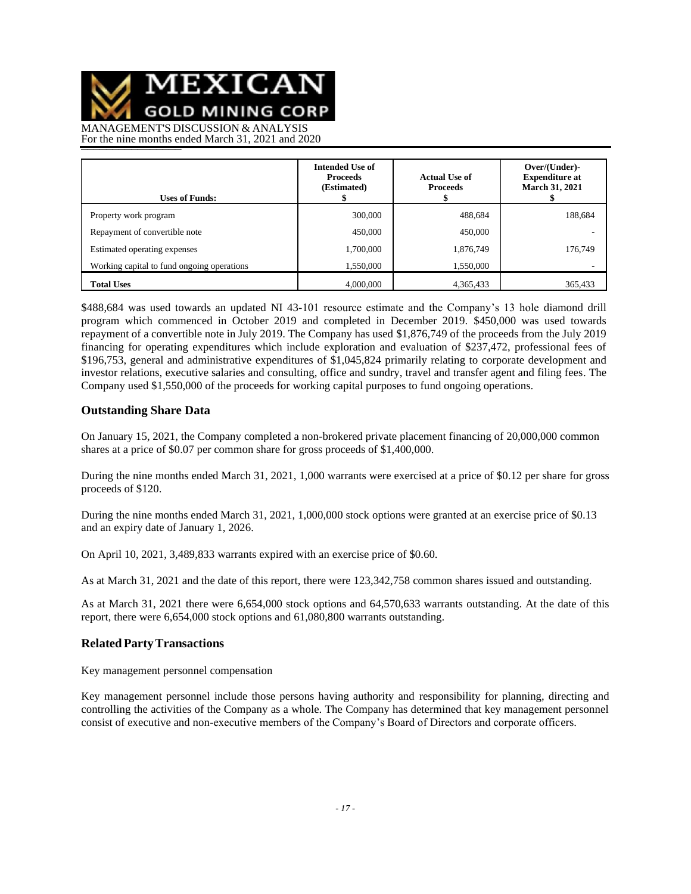| Uses of Funds: | Intended Use of Proceeds (Estimated) $ | Actual Use of Proceeds $ | Over/(Under)-Expenditure at March 31, 2021 $ |
|---|---|---|---|
| Property work program | 300,000 | 488,684 | 188,684 |
| Repayment of convertible note | 450,000 | 450,000 | - |
| Estimated operating expenses | 1,700,000 | 1,876,749 | 176,749 |
| Working capital to fund ongoing operations | 1,550,000 | 1,550,000 | - |
| **Total Uses** | 4,000,000 | 4,365,433 | 365,433 |

$488,684 was used towards an updated NI 43-101 resource estimate and the Company's 13 hole diamond drill program which commenced in October 2019 and completed in December 2019. $450,000 was used towards repayment of a convertible note in July 2019. The Company has used $1,876,749 of the proceeds from the July 2019 financing for operating expenditures which include exploration and evaluation of $237,472, professional fees of $196,753, general and administrative expenditures of $1,045,824 primarily relating to corporate development and investor relations, executive salaries and consulting, office and sundry, travel and transfer agent and filing fees. The Company used $1,550,000 of the proceeds for working capital purposes to fund ongoing operations.

## Outstanding Share Data

On January 15, 2021, the Company completed a non-brokered private placement financing of 20,000,000 common shares at a price of $0.07 per common share for gross proceeds of $1,400,000.

During the nine months ended March 31, 2021, 1,000 warrants were exercised at a price of $0.12 per share for gross proceeds of $120.

During the nine months ended March 31, 2021, 1,000,000 stock options were granted at an exercise price of $0.13 and an expiry date of January 1, 2026.

On April 10, 2021, 3,489,833 warrants expired with an exercise price of $0.60.

As at March 31, 2021 and the date of this report, there were 123,342,758 common shares issued and outstanding.

As at March 31, 2021 there were 6,654,000 stock options and 64,570,633 warrants outstanding. At the date of this report, there were 6,654,000 stock options and 61,080,800 warrants outstanding.

## Related Party Transactions

Key management personnel compensation

Key management personnel include those persons having authority and responsibility for planning, directing and controlling the activities of the Company as a whole. The Company has determined that key management personnel consist of executive and non-executive members of the Company's Board of Directors and corporate officers.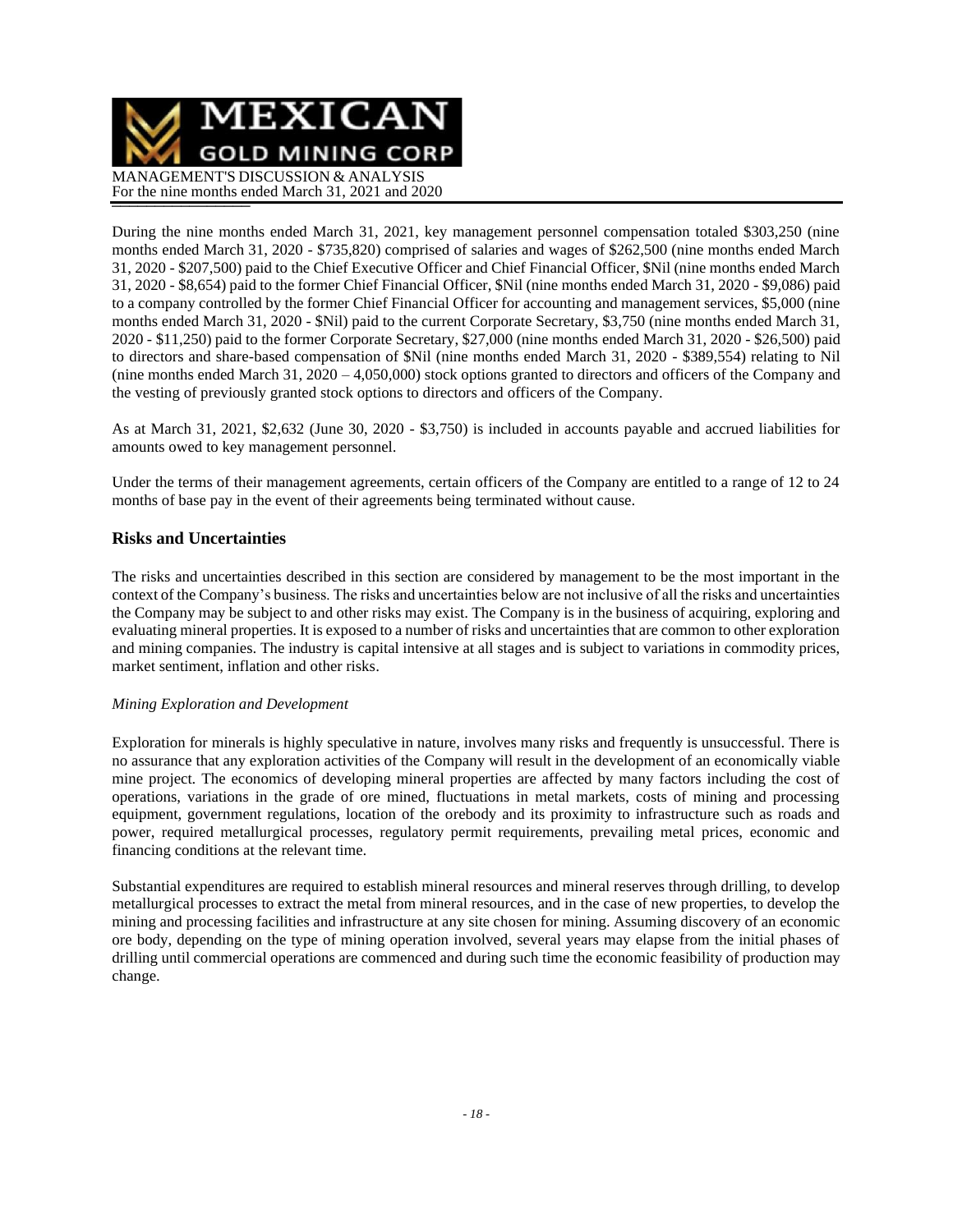During the nine months ended March 31, 2021, key management personnel compensation totaled $303,250 (nine months ended March 31, 2020 - $735,820) comprised of salaries and wages of $262,500 (nine months ended March 31, 2020 - $207,500) paid to the Chief Executive Officer and Chief Financial Officer, $Nil (nine months ended March 31, 2020 - $8,654) paid to the former Chief Financial Officer, $Nil (nine months ended March 31, 2020 - $9,086) paid to a company controlled by the former Chief Financial Officer for accounting and management services, $5,000 (nine months ended March 31, 2020 - $Nil) paid to the current Corporate Secretary, $3,750 (nine months ended March 31, 2020 - $11,250) paid to the former Corporate Secretary, $27,000 (nine months ended March 31, 2020 - $26,500) paid to directors and share-based compensation of $Nil (nine months ended March 31, 2020 - $389,554) relating to Nil (nine months ended March 31, 2020 – 4,050,000) stock options granted to directors and officers of the Company and the vesting of previously granted stock options to directors and officers of the Company.

As at March 31, 2021, $2,632 (June 30, 2020 - $3,750) is included in accounts payable and accrued liabilities for amounts owed to key management personnel.

Under the terms of their management agreements, certain officers of the Company are entitled to a range of 12 to 24 months of base pay in the event of their agreements being terminated without cause.

## Risks and Uncertainties

The risks and uncertainties described in this section are considered by management to be the most important in the context of the Company's business. The risks and uncertainties below are not inclusive of all the risks and uncertainties the Company may be subject to and other risks may exist. The Company is in the business of acquiring, exploring and evaluating mineral properties. It is exposed to a number of risks and uncertainties that are common to other exploration and mining companies. The industry is capital intensive at all stages and is subject to variations in commodity prices, market sentiment, inflation and other risks.

*Mining Exploration and Development*

Exploration for minerals is highly speculative in nature, involves many risks and frequently is unsuccessful. There is no assurance that any exploration activities of the Company will result in the development of an economically viable mine project. The economics of developing mineral properties are affected by many factors including the cost of operations, variations in the grade of ore mined, fluctuations in metal markets, costs of mining and processing equipment, government regulations, location of the orebody and its proximity to infrastructure such as roads and power, required metallurgical processes, regulatory permit requirements, prevailing metal prices, economic and financing conditions at the relevant time.

Substantial expenditures are required to establish mineral resources and mineral reserves through drilling, to develop metallurgical processes to extract the metal from mineral resources, and in the case of new properties, to develop the mining and processing facilities and infrastructure at any site chosen for mining. Assuming discovery of an economic ore body, depending on the type of mining operation involved, several years may elapse from the initial phases of drilling until commercial operations are commenced and during such time the economic feasibility of production may change.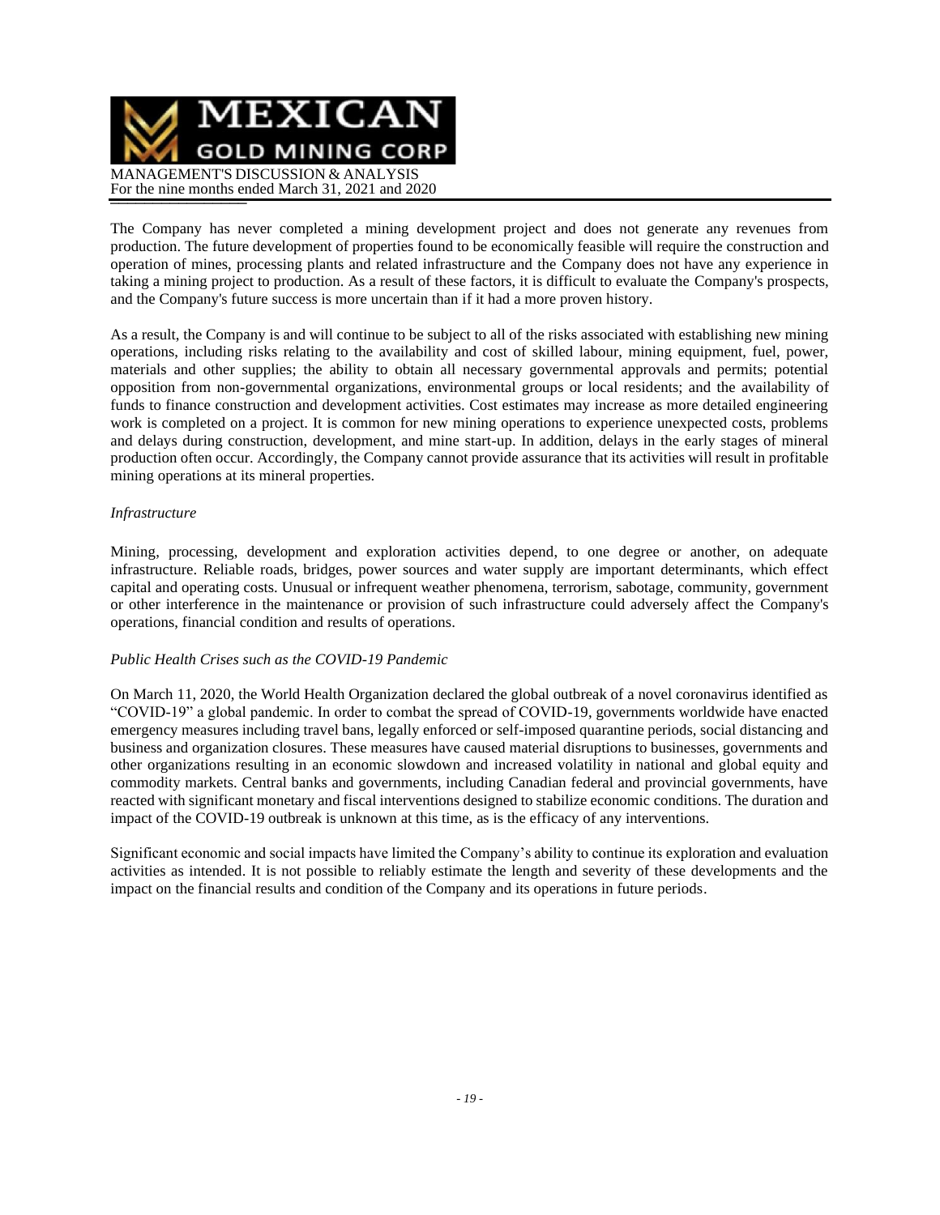The Company has never completed a mining development project and does not generate any revenues from production. The future development of properties found to be economically feasible will require the construction and operation of mines, processing plants and related infrastructure and the Company does not have any experience in taking a mining project to production. As a result of these factors, it is difficult to evaluate the Company's prospects, and the Company's future success is more uncertain than if it had a more proven history.

As a result, the Company is and will continue to be subject to all of the risks associated with establishing new mining operations, including risks relating to the availability and cost of skilled labour, mining equipment, fuel, power, materials and other supplies; the ability to obtain all necessary governmental approvals and permits; potential opposition from non-governmental organizations, environmental groups or local residents; and the availability of funds to finance construction and development activities. Cost estimates may increase as more detailed engineering work is completed on a project. It is common for new mining operations to experience unexpected costs, problems and delays during construction, development, and mine start-up. In addition, delays in the early stages of mineral production often occur. Accordingly, the Company cannot provide assurance that its activities will result in profitable mining operations at its mineral properties.

*Infrastructure*

Mining, processing, development and exploration activities depend, to one degree or another, on adequate infrastructure. Reliable roads, bridges, power sources and water supply are important determinants, which effect capital and operating costs. Unusual or infrequent weather phenomena, terrorism, sabotage, community, government or other interference in the maintenance or provision of such infrastructure could adversely affect the Company's operations, financial condition and results of operations.

*Public Health Crises such as the COVID-19 Pandemic*

On March 11, 2020, the World Health Organization declared the global outbreak of a novel coronavirus identified as "COVID-19" a global pandemic. In order to combat the spread of COVID-19, governments worldwide have enacted emergency measures including travel bans, legally enforced or self-imposed quarantine periods, social distancing and business and organization closures. These measures have caused material disruptions to businesses, governments and other organizations resulting in an economic slowdown and increased volatility in national and global equity and commodity markets. Central banks and governments, including Canadian federal and provincial governments, have reacted with significant monetary and fiscal interventions designed to stabilize economic conditions. The duration and impact of the COVID-19 outbreak is unknown at this time, as is the efficacy of any interventions.

Significant economic and social impacts have limited the Company's ability to continue its exploration and evaluation activities as intended. It is not possible to reliably estimate the length and severity of these developments and the impact on the financial results and condition of the Company and its operations in future periods.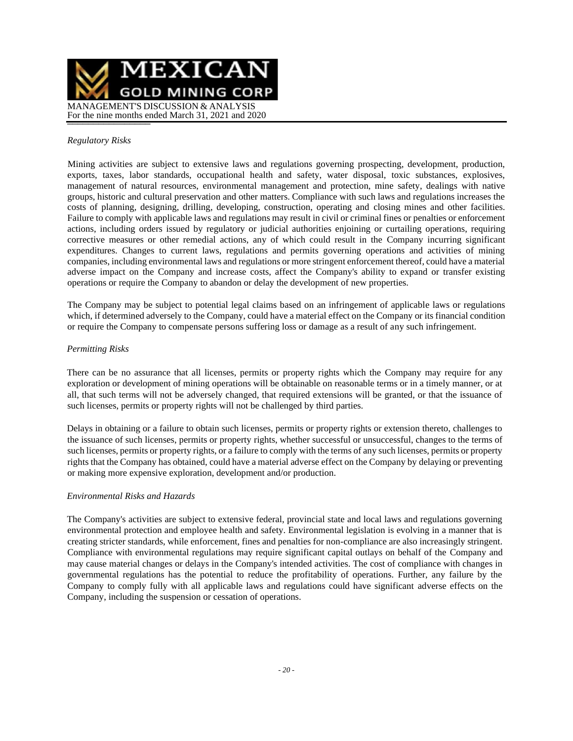*Regulatory Risks*

Mining activities are subject to extensive laws and regulations governing prospecting, development, production, exports, taxes, labor standards, occupational health and safety, water disposal, toxic substances, explosives, management of natural resources, environmental management and protection, mine safety, dealings with native groups, historic and cultural preservation and other matters. Compliance with such laws and regulations increases the costs of planning, designing, drilling, developing, construction, operating and closing mines and other facilities. Failure to comply with applicable laws and regulations may result in civil or criminal fines or penalties or enforcement actions, including orders issued by regulatory or judicial authorities enjoining or curtailing operations, requiring corrective measures or other remedial actions, any of which could result in the Company incurring significant expenditures. Changes to current laws, regulations and permits governing operations and activities of mining companies, including environmental laws and regulations or more stringent enforcement thereof, could have a material adverse impact on the Company and increase costs, affect the Company's ability to expand or transfer existing operations or require the Company to abandon or delay the development of new properties.

The Company may be subject to potential legal claims based on an infringement of applicable laws or regulations which, if determined adversely to the Company, could have a material effect on the Company or its financial condition or require the Company to compensate persons suffering loss or damage as a result of any such infringement.

*Permitting Risks*

There can be no assurance that all licenses, permits or property rights which the Company may require for any exploration or development of mining operations will be obtainable on reasonable terms or in a timely manner, or at all, that such terms will not be adversely changed, that required extensions will be granted, or that the issuance of such licenses, permits or property rights will not be challenged by third parties.

Delays in obtaining or a failure to obtain such licenses, permits or property rights or extension thereto, challenges to the issuance of such licenses, permits or property rights, whether successful or unsuccessful, changes to the terms of such licenses, permits or property rights, or a failure to comply with the terms of any such licenses, permits or property rights that the Company has obtained, could have a material adverse effect on the Company by delaying or preventing or making more expensive exploration, development and/or production.

*Environmental Risks and Hazards*

The Company's activities are subject to extensive federal, provincial state and local laws and regulations governing environmental protection and employee health and safety. Environmental legislation is evolving in a manner that is creating stricter standards, while enforcement, fines and penalties for non-compliance are also increasingly stringent. Compliance with environmental regulations may require significant capital outlays on behalf of the Company and may cause material changes or delays in the Company's intended activities. The cost of compliance with changes in governmental regulations has the potential to reduce the profitability of operations. Further, any failure by the Company to comply fully with all applicable laws and regulations could have significant adverse effects on the Company, including the suspension or cessation of operations.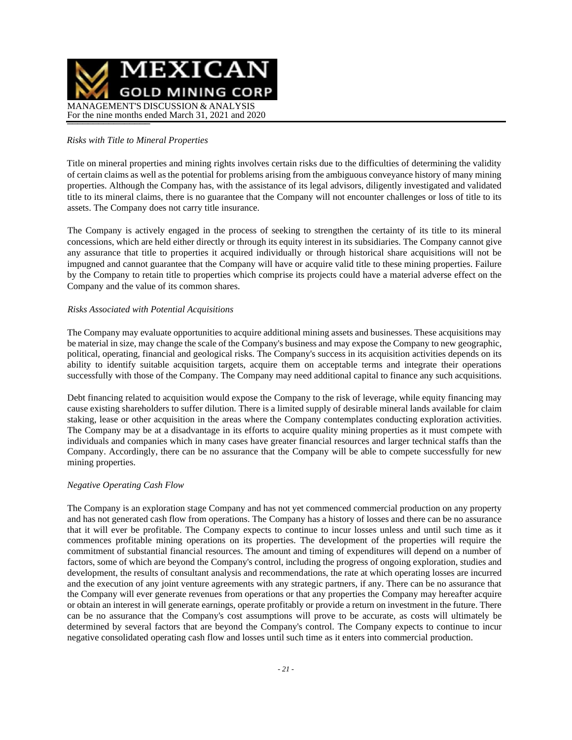*Risks with Title to Mineral Properties*

Title on mineral properties and mining rights involves certain risks due to the difficulties of determining the validity of certain claims as well as the potential for problems arising from the ambiguous conveyance history of many mining properties. Although the Company has, with the assistance of its legal advisors, diligently investigated and validated title to its mineral claims, there is no guarantee that the Company will not encounter challenges or loss of title to its assets. The Company does not carry title insurance.

The Company is actively engaged in the process of seeking to strengthen the certainty of its title to its mineral concessions, which are held either directly or through its equity interest in its subsidiaries. The Company cannot give any assurance that title to properties it acquired individually or through historical share acquisitions will not be impugned and cannot guarantee that the Company will have or acquire valid title to these mining properties. Failure by the Company to retain title to properties which comprise its projects could have a material adverse effect on the Company and the value of its common shares.

*Risks Associated with Potential Acquisitions*

The Company may evaluate opportunities to acquire additional mining assets and businesses. These acquisitions may be material in size, may change the scale of the Company's business and may expose the Company to new geographic, political, operating, financial and geological risks. The Company's success in its acquisition activities depends on its ability to identify suitable acquisition targets, acquire them on acceptable terms and integrate their operations successfully with those of the Company. The Company may need additional capital to finance any such acquisitions.

Debt financing related to acquisition would expose the Company to the risk of leverage, while equity financing may cause existing shareholders to suffer dilution. There is a limited supply of desirable mineral lands available for claim staking, lease or other acquisition in the areas where the Company contemplates conducting exploration activities. The Company may be at a disadvantage in its efforts to acquire quality mining properties as it must compete with individuals and companies which in many cases have greater financial resources and larger technical staffs than the Company. Accordingly, there can be no assurance that the Company will be able to compete successfully for new mining properties.

*Negative Operating Cash Flow*

The Company is an exploration stage Company and has not yet commenced commercial production on any property and has not generated cash flow from operations. The Company has a history of losses and there can be no assurance that it will ever be profitable. The Company expects to continue to incur losses unless and until such time as it commences profitable mining operations on its properties. The development of the properties will require the commitment of substantial financial resources. The amount and timing of expenditures will depend on a number of factors, some of which are beyond the Company's control, including the progress of ongoing exploration, studies and development, the results of consultant analysis and recommendations, the rate at which operating losses are incurred and the execution of any joint venture agreements with any strategic partners, if any. There can be no assurance that the Company will ever generate revenues from operations or that any properties the Company may hereafter acquire or obtain an interest in will generate earnings, operate profitably or provide a return on investment in the future. There can be no assurance that the Company's cost assumptions will prove to be accurate, as costs will ultimately be determined by several factors that are beyond the Company's control. The Company expects to continue to incur negative consolidated operating cash flow and losses until such time as it enters into commercial production.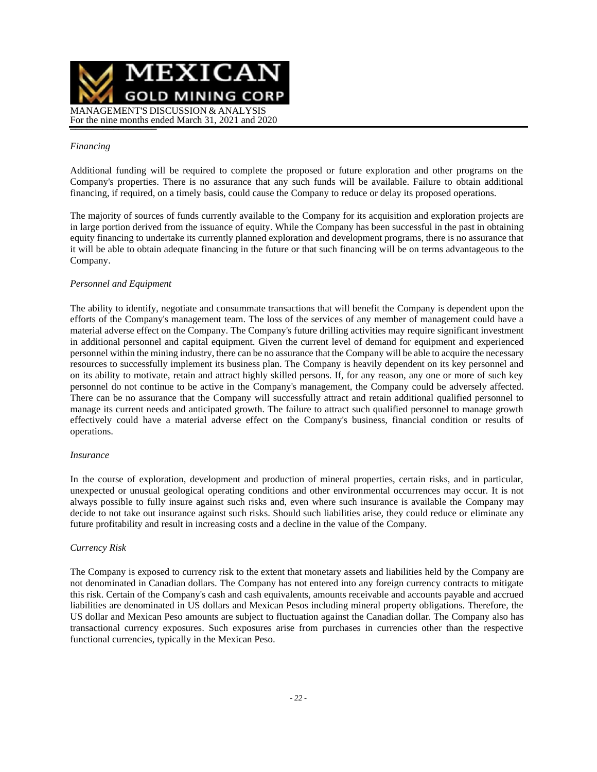*Financing*

Additional funding will be required to complete the proposed or future exploration and other programs on the Company's properties. There is no assurance that any such funds will be available. Failure to obtain additional financing, if required, on a timely basis, could cause the Company to reduce or delay its proposed operations.

The majority of sources of funds currently available to the Company for its acquisition and exploration projects are in large portion derived from the issuance of equity. While the Company has been successful in the past in obtaining equity financing to undertake its currently planned exploration and development programs, there is no assurance that it will be able to obtain adequate financing in the future or that such financing will be on terms advantageous to the Company.

*Personnel and Equipment*

The ability to identify, negotiate and consummate transactions that will benefit the Company is dependent upon the efforts of the Company's management team. The loss of the services of any member of management could have a material adverse effect on the Company. The Company's future drilling activities may require significant investment in additional personnel and capital equipment. Given the current level of demand for equipment and experienced personnel within the mining industry, there can be no assurance that the Company will be able to acquire the necessary resources to successfully implement its business plan. The Company is heavily dependent on its key personnel and on its ability to motivate, retain and attract highly skilled persons. If, for any reason, any one or more of such key personnel do not continue to be active in the Company's management, the Company could be adversely affected. There can be no assurance that the Company will successfully attract and retain additional qualified personnel to manage its current needs and anticipated growth. The failure to attract such qualified personnel to manage growth effectively could have a material adverse effect on the Company's business, financial condition or results of operations.

*Insurance*

In the course of exploration, development and production of mineral properties, certain risks, and in particular, unexpected or unusual geological operating conditions and other environmental occurrences may occur. It is not always possible to fully insure against such risks and, even where such insurance is available the Company may decide to not take out insurance against such risks. Should such liabilities arise, they could reduce or eliminate any future profitability and result in increasing costs and a decline in the value of the Company.

*Currency Risk*

The Company is exposed to currency risk to the extent that monetary assets and liabilities held by the Company are not denominated in Canadian dollars. The Company has not entered into any foreign currency contracts to mitigate this risk. Certain of the Company's cash and cash equivalents, amounts receivable and accounts payable and accrued liabilities are denominated in US dollars and Mexican Pesos including mineral property obligations. Therefore, the US dollar and Mexican Peso amounts are subject to fluctuation against the Canadian dollar. The Company also has transactional currency exposures. Such exposures arise from purchases in currencies other than the respective functional currencies, typically in the Mexican Peso.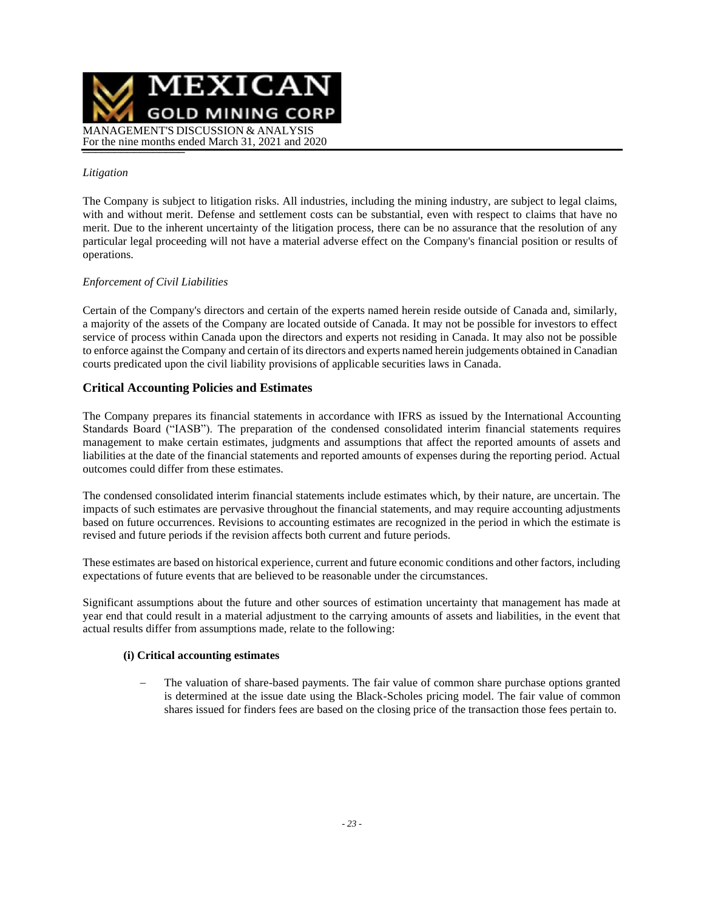*Litigation*

The Company is subject to litigation risks. All industries, including the mining industry, are subject to legal claims, with and without merit. Defense and settlement costs can be substantial, even with respect to claims that have no merit. Due to the inherent uncertainty of the litigation process, there can be no assurance that the resolution of any particular legal proceeding will not have a material adverse effect on the Company's financial position or results of operations.

*Enforcement of Civil Liabilities*

Certain of the Company's directors and certain of the experts named herein reside outside of Canada and, similarly, a majority of the assets of the Company are located outside of Canada. It may not be possible for investors to effect service of process within Canada upon the directors and experts not residing in Canada. It may also not be possible to enforce against the Company and certain of its directors and experts named herein judgements obtained in Canadian courts predicated upon the civil liability provisions of applicable securities laws in Canada.

## Critical Accounting Policies and Estimates

The Company prepares its financial statements in accordance with IFRS as issued by the International Accounting Standards Board ("IASB"). The preparation of the condensed consolidated interim financial statements requires management to make certain estimates, judgments and assumptions that affect the reported amounts of assets and liabilities at the date of the financial statements and reported amounts of expenses during the reporting period. Actual outcomes could differ from these estimates.

The condensed consolidated interim financial statements include estimates which, by their nature, are uncertain. The impacts of such estimates are pervasive throughout the financial statements, and may require accounting adjustments based on future occurrences. Revisions to accounting estimates are recognized in the period in which the estimate is revised and future periods if the revision affects both current and future periods.

These estimates are based on historical experience, current and future economic conditions and other factors, including expectations of future events that are believed to be reasonable under the circumstances.

Significant assumptions about the future and other sources of estimation uncertainty that management has made at year end that could result in a material adjustment to the carrying amounts of assets and liabilities, in the event that actual results differ from assumptions made, relate to the following:

**(i) Critical accounting estimates**

- The valuation of share-based payments. The fair value of common share purchase options granted is determined at the issue date using the Black-Scholes pricing model. The fair value of common shares issued for finders fees are based on the closing price of the transaction those fees pertain to.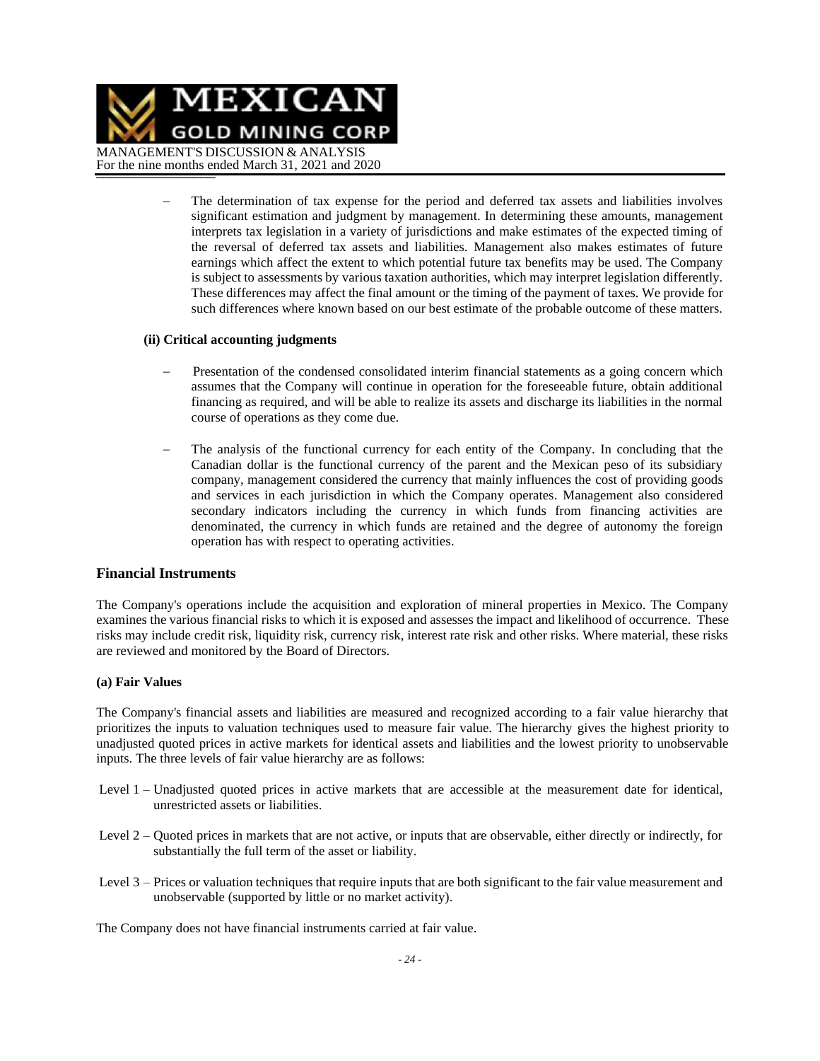- The determination of tax expense for the period and deferred tax assets and liabilities involves significant estimation and judgment by management. In determining these amounts, management interprets tax legislation in a variety of jurisdictions and make estimates of the expected timing of the reversal of deferred tax assets and liabilities. Management also makes estimates of future earnings which affect the extent to which potential future tax benefits may be used. The Company is subject to assessments by various taxation authorities, which may interpret legislation differently. These differences may affect the final amount or the timing of the payment of taxes. We provide for such differences where known based on our best estimate of the probable outcome of these matters.

**(ii) Critical accounting judgments**

- Presentation of the condensed consolidated interim financial statements as a going concern which assumes that the Company will continue in operation for the foreseeable future, obtain additional financing as required, and will be able to realize its assets and discharge its liabilities in the normal course of operations as they come due.

- The analysis of the functional currency for each entity of the Company. In concluding that the Canadian dollar is the functional currency of the parent and the Mexican peso of its subsidiary company, management considered the currency that mainly influences the cost of providing goods and services in each jurisdiction in which the Company operates. Management also considered secondary indicators including the currency in which funds from financing activities are denominated, the currency in which funds are retained and the degree of autonomy the foreign operation has with respect to operating activities.

## Financial Instruments

The Company's operations include the acquisition and exploration of mineral properties in Mexico. The Company examines the various financial risks to which it is exposed and assesses the impact and likelihood of occurrence. These risks may include credit risk, liquidity risk, currency risk, interest rate risk and other risks. Where material, these risks are reviewed and monitored by the Board of Directors.

**(a) Fair Values**

The Company's financial assets and liabilities are measured and recognized according to a fair value hierarchy that prioritizes the inputs to valuation techniques used to measure fair value. The hierarchy gives the highest priority to unadjusted quoted prices in active markets for identical assets and liabilities and the lowest priority to unobservable inputs. The three levels of fair value hierarchy are as follows:

Level 1 – Unadjusted quoted prices in active markets that are accessible at the measurement date for identical, unrestricted assets or liabilities.

Level 2 – Quoted prices in markets that are not active, or inputs that are observable, either directly or indirectly, for substantially the full term of the asset or liability.

Level 3 – Prices or valuation techniques that require inputs that are both significant to the fair value measurement and unobservable (supported by little or no market activity).

The Company does not have financial instruments carried at fair value.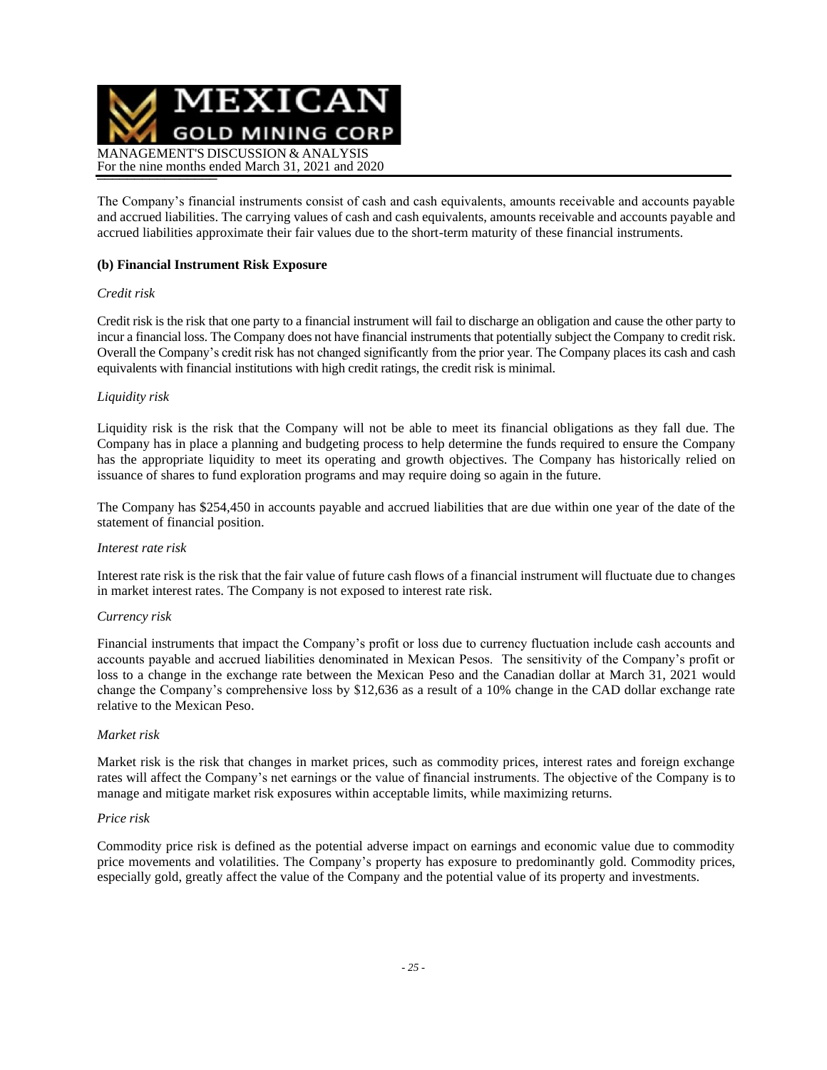The Company's financial instruments consist of cash and cash equivalents, amounts receivable and accounts payable and accrued liabilities. The carrying values of cash and cash equivalents, amounts receivable and accounts payable and accrued liabilities approximate their fair values due to the short-term maturity of these financial instruments.

**(b) Financial Instrument Risk Exposure**

*Credit risk*

Credit risk is the risk that one party to a financial instrument will fail to discharge an obligation and cause the other party to incur a financial loss. The Company does not have financial instruments that potentially subject the Company to credit risk. Overall the Company's credit risk has not changed significantly from the prior year. The Company places its cash and cash equivalents with financial institutions with high credit ratings, the credit risk is minimal.

*Liquidity risk*

Liquidity risk is the risk that the Company will not be able to meet its financial obligations as they fall due. The Company has in place a planning and budgeting process to help determine the funds required to ensure the Company has the appropriate liquidity to meet its operating and growth objectives. The Company has historically relied on issuance of shares to fund exploration programs and may require doing so again in the future.

The Company has $254,450 in accounts payable and accrued liabilities that are due within one year of the date of the statement of financial position.

*Interest rate risk*

Interest rate risk is the risk that the fair value of future cash flows of a financial instrument will fluctuate due to changes in market interest rates. The Company is not exposed to interest rate risk.

*Currency risk*

Financial instruments that impact the Company's profit or loss due to currency fluctuation include cash accounts and accounts payable and accrued liabilities denominated in Mexican Pesos. The sensitivity of the Company's profit or loss to a change in the exchange rate between the Mexican Peso and the Canadian dollar at March 31, 2021 would change the Company's comprehensive loss by $12,636 as a result of a 10% change in the CAD dollar exchange rate relative to the Mexican Peso.

*Market risk*

Market risk is the risk that changes in market prices, such as commodity prices, interest rates and foreign exchange rates will affect the Company's net earnings or the value of financial instruments. The objective of the Company is to manage and mitigate market risk exposures within acceptable limits, while maximizing returns.

*Price risk*

Commodity price risk is defined as the potential adverse impact on earnings and economic value due to commodity price movements and volatilities. The Company's property has exposure to predominantly gold. Commodity prices, especially gold, greatly affect the value of the Company and the potential value of its property and investments.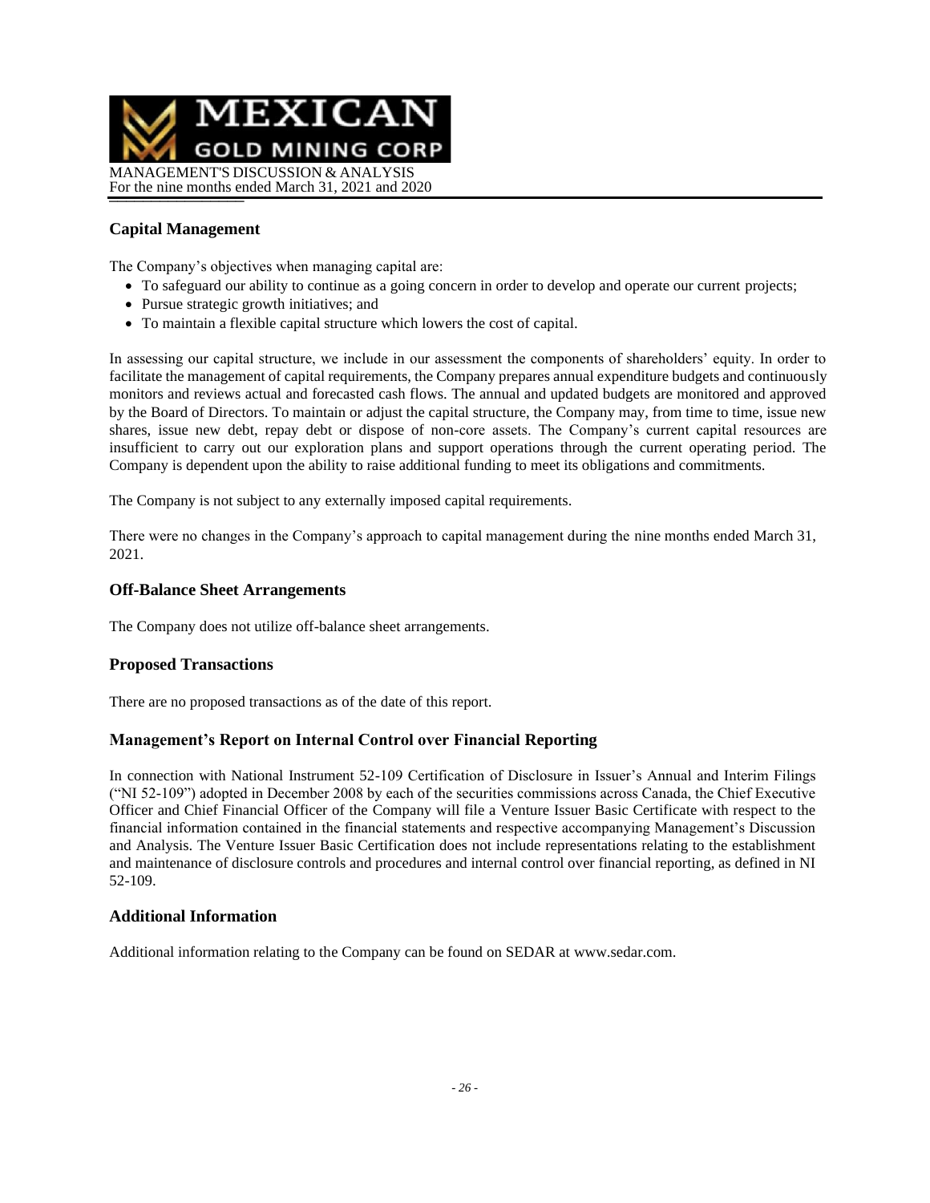## Capital Management

The Company's objectives when managing capital are:

- To safeguard our ability to continue as a going concern in order to develop and operate our current projects;
- Pursue strategic growth initiatives; and
- To maintain a flexible capital structure which lowers the cost of capital.

In assessing our capital structure, we include in our assessment the components of shareholders' equity. In order to facilitate the management of capital requirements, the Company prepares annual expenditure budgets and continuously monitors and reviews actual and forecasted cash flows. The annual and updated budgets are monitored and approved by the Board of Directors. To maintain or adjust the capital structure, the Company may, from time to time, issue new shares, issue new debt, repay debt or dispose of non-core assets. The Company's current capital resources are insufficient to carry out our exploration plans and support operations through the current operating period. The Company is dependent upon the ability to raise additional funding to meet its obligations and commitments.

The Company is not subject to any externally imposed capital requirements.

There were no changes in the Company's approach to capital management during the nine months ended March 31, 2021.

## Off-Balance Sheet Arrangements

The Company does not utilize off-balance sheet arrangements.

## Proposed Transactions

There are no proposed transactions as of the date of this report.

## Management's Report on Internal Control over Financial Reporting

In connection with National Instrument 52-109 Certification of Disclosure in Issuer's Annual and Interim Filings ("NI 52-109") adopted in December 2008 by each of the securities commissions across Canada, the Chief Executive Officer and Chief Financial Officer of the Company will file a Venture Issuer Basic Certificate with respect to the financial information contained in the financial statements and respective accompanying Management's Discussion and Analysis. The Venture Issuer Basic Certification does not include representations relating to the establishment and maintenance of disclosure controls and procedures and internal control over financial reporting, as defined in NI 52-109.

## Additional Information

Additional information relating to the Company can be found on SEDAR at www.sedar.com.